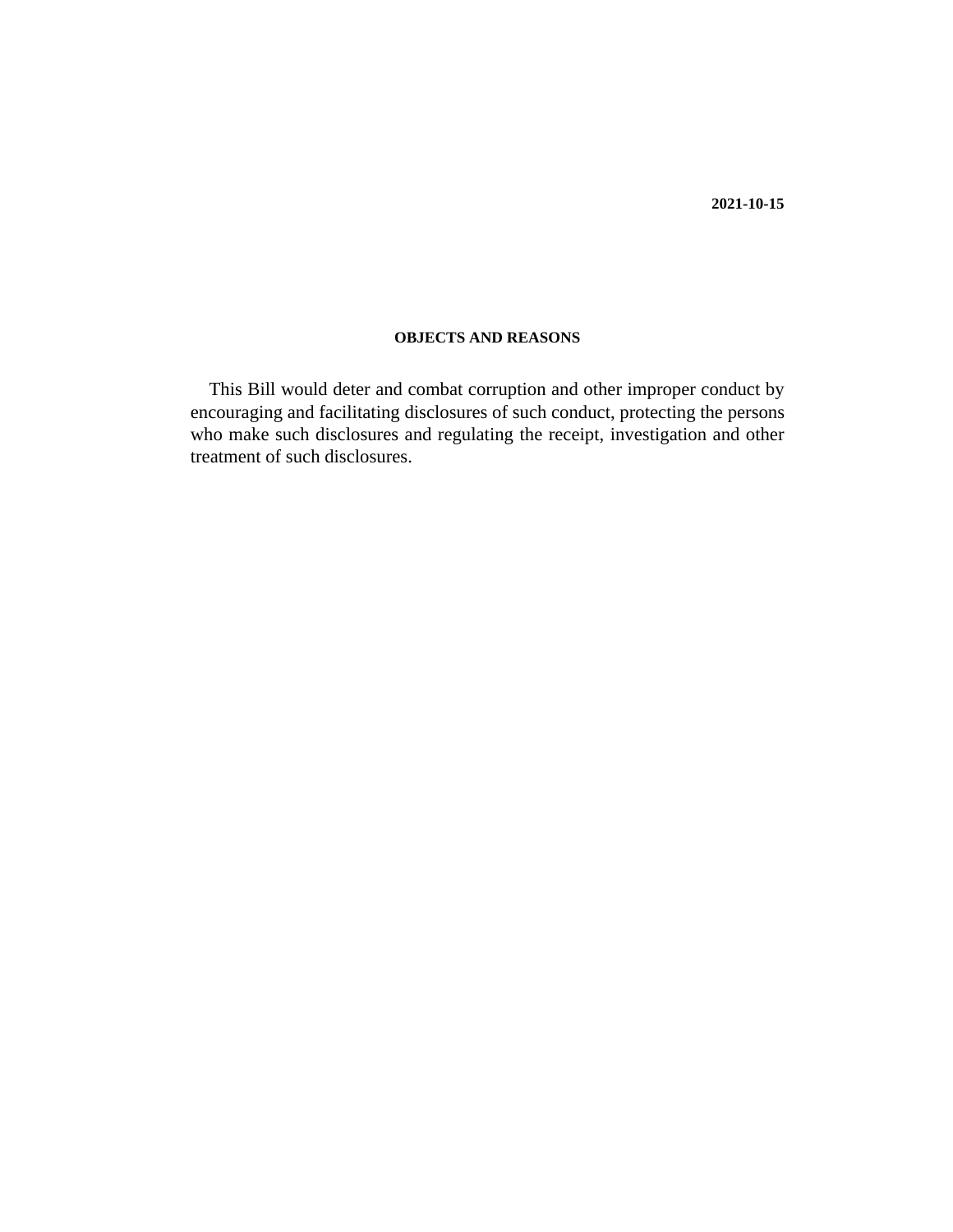**2021-10-15**

## OBJECTS AND REASONS

This Bill would deter and combat corruption and other improper conduct by encouraging and facilitating disclosures of such conduct, protecting the persons who make such disclosures and regulating the receipt, investigation and other treatment of such disclosures.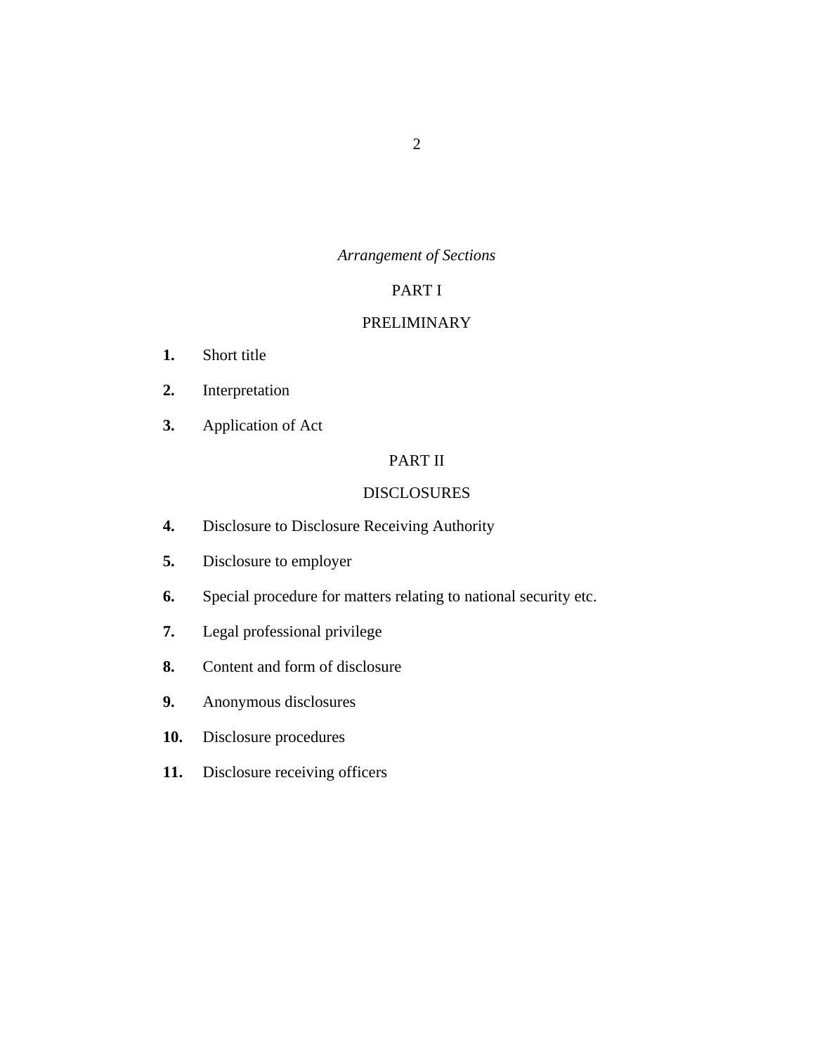*Arrangement of Sections*

## PART I

## PRELIMINARY

**1.** Short title

**2.** Interpretation

**3.** Application of Act

## PART II

## DISCLOSURES

**4.** Disclosure to Disclosure Receiving Authority

**5.** Disclosure to employer

**6.** Special procedure for matters relating to national security etc.

**7.** Legal professional privilege

**8.** Content and form of disclosure

**9.** Anonymous disclosures

**10.** Disclosure procedures

**11.** Disclosure receiving officers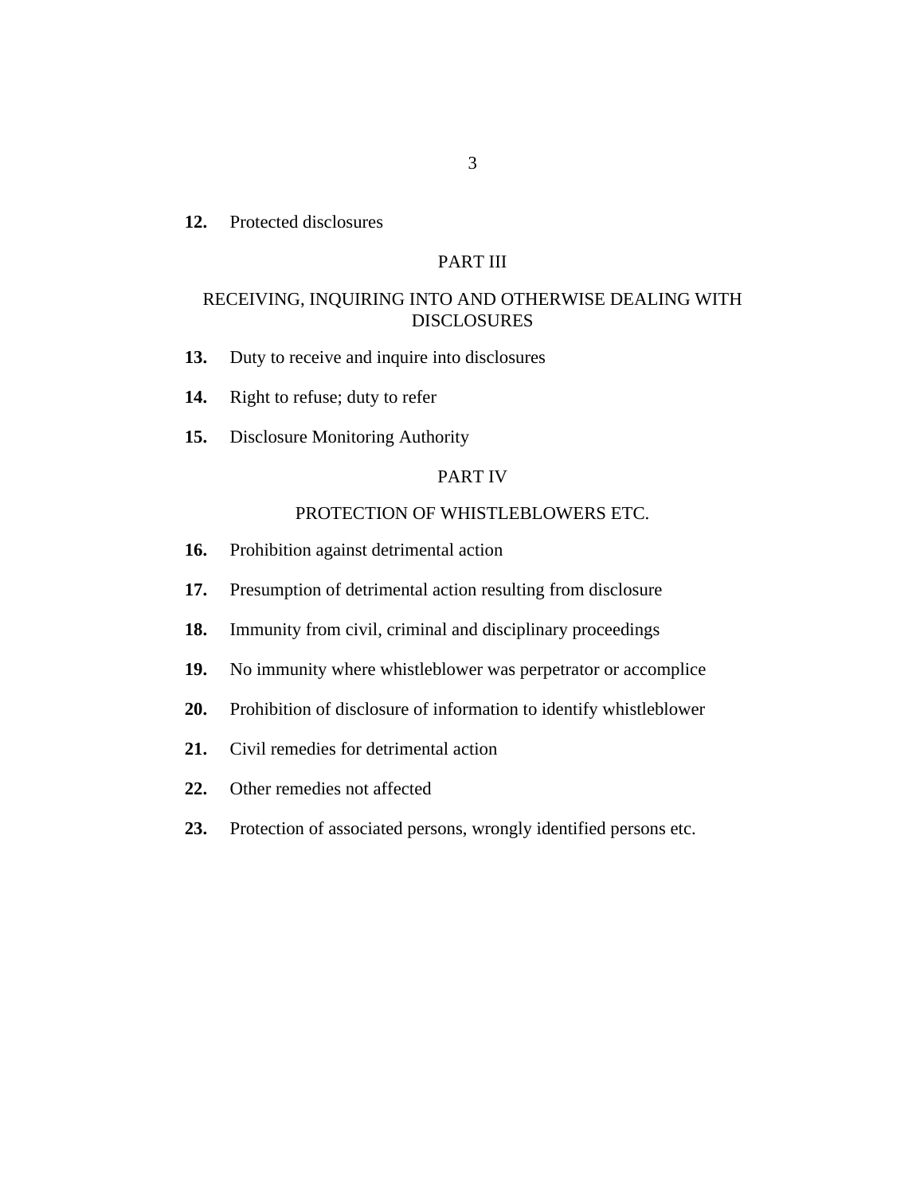**12.** Protected disclosures

PART III

RECEIVING, INQUIRING INTO AND OTHERWISE DEALING WITH DISCLOSURES

**13.** Duty to receive and inquire into disclosures

**14.** Right to refuse; duty to refer

**15.** Disclosure Monitoring Authority

PART IV

PROTECTION OF WHISTLEBLOWERS ETC.

**16.** Prohibition against detrimental action

**17.** Presumption of detrimental action resulting from disclosure

**18.** Immunity from civil, criminal and disciplinary proceedings

**19.** No immunity where whistleblower was perpetrator or accomplice

**20.** Prohibition of disclosure of information to identify whistleblower

**21.** Civil remedies for detrimental action

**22.** Other remedies not affected

**23.** Protection of associated persons, wrongly identified persons etc.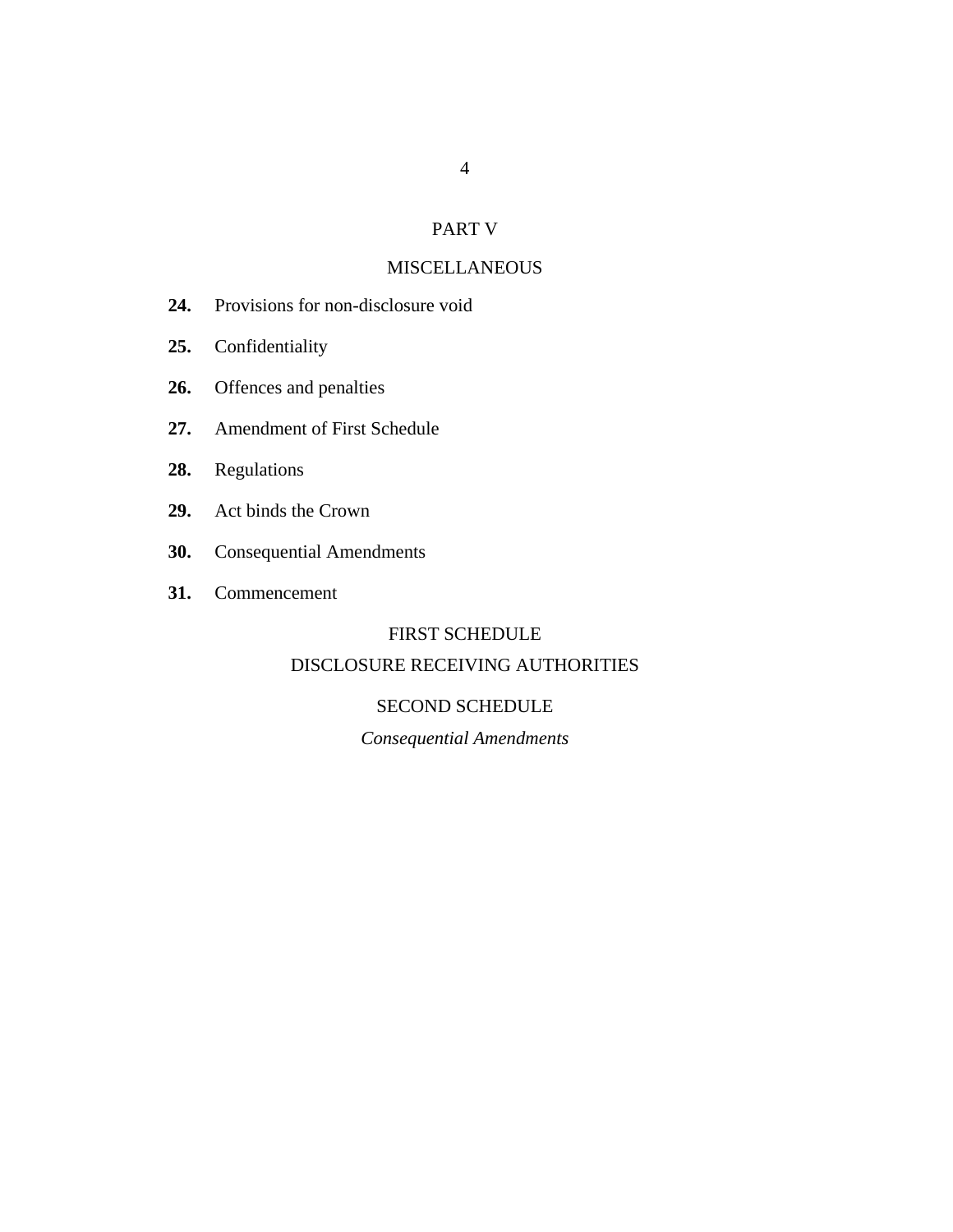## PART V

## MISCELLANEOUS

**24.** Provisions for non-disclosure void

**25.** Confidentiality

**26.** Offences and penalties

**27.** Amendment of First Schedule

**28.** Regulations

**29.** Act binds the Crown

**30.** Consequential Amendments

**31.** Commencement

### FIRST SCHEDULE

### DISCLOSURE RECEIVING AUTHORITIES

### SECOND SCHEDULE

*Consequential Amendments*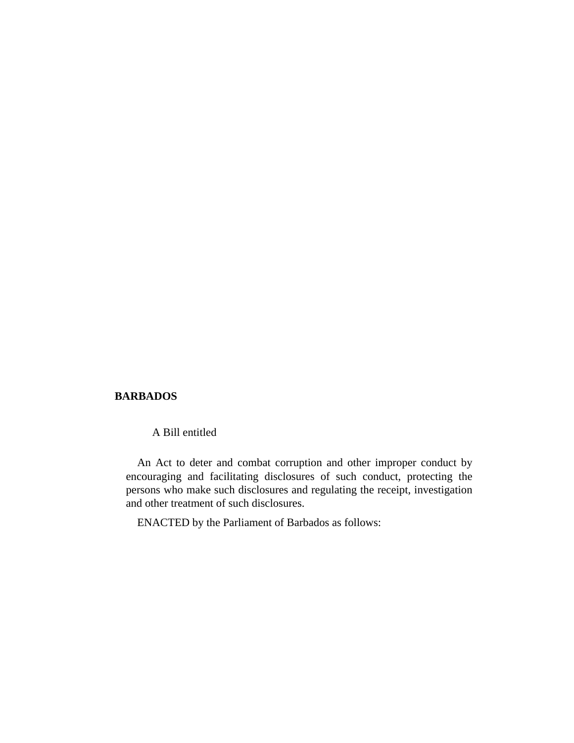**BARBADOS**

A Bill entitled

An Act to deter and combat corruption and other improper conduct by encouraging and facilitating disclosures of such conduct, protecting the persons who make such disclosures and regulating the receipt, investigation and other treatment of such disclosures.

ENACTED by the Parliament of Barbados as follows: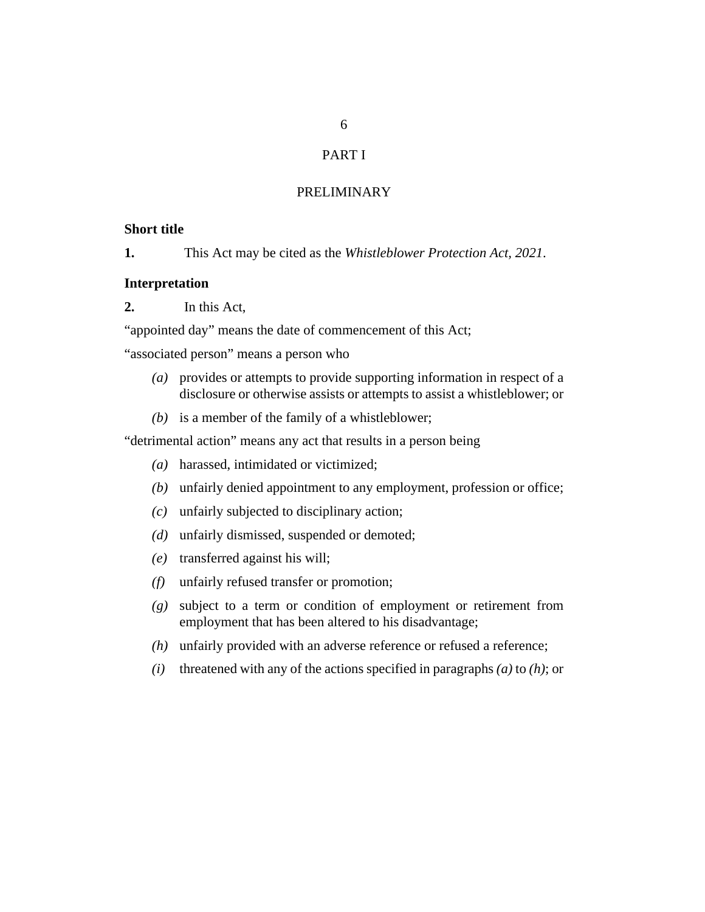# PART I

# PRELIMINARY

**Short title**

**1.** This Act may be cited as the *Whistleblower Protection Act, 2021*.

**Interpretation**

**2.** In this Act,

"appointed day" means the date of commencement of this Act;

"associated person" means a person who

- *(a)* provides or attempts to provide supporting information in respect of a disclosure or otherwise assists or attempts to assist a whistleblower; or
- *(b)* is a member of the family of a whistleblower;

"detrimental action" means any act that results in a person being

- *(a)* harassed, intimidated or victimized;
- *(b)* unfairly denied appointment to any employment, profession or office;
- *(c)* unfairly subjected to disciplinary action;
- *(d)* unfairly dismissed, suspended or demoted;
- *(e)* transferred against his will;
- *(f)* unfairly refused transfer or promotion;
- *(g)* subject to a term or condition of employment or retirement from employment that has been altered to his disadvantage;
- *(h)* unfairly provided with an adverse reference or refused a reference;
- *(i)* threatened with any of the actions specified in paragraphs *(a)* to *(h)*; or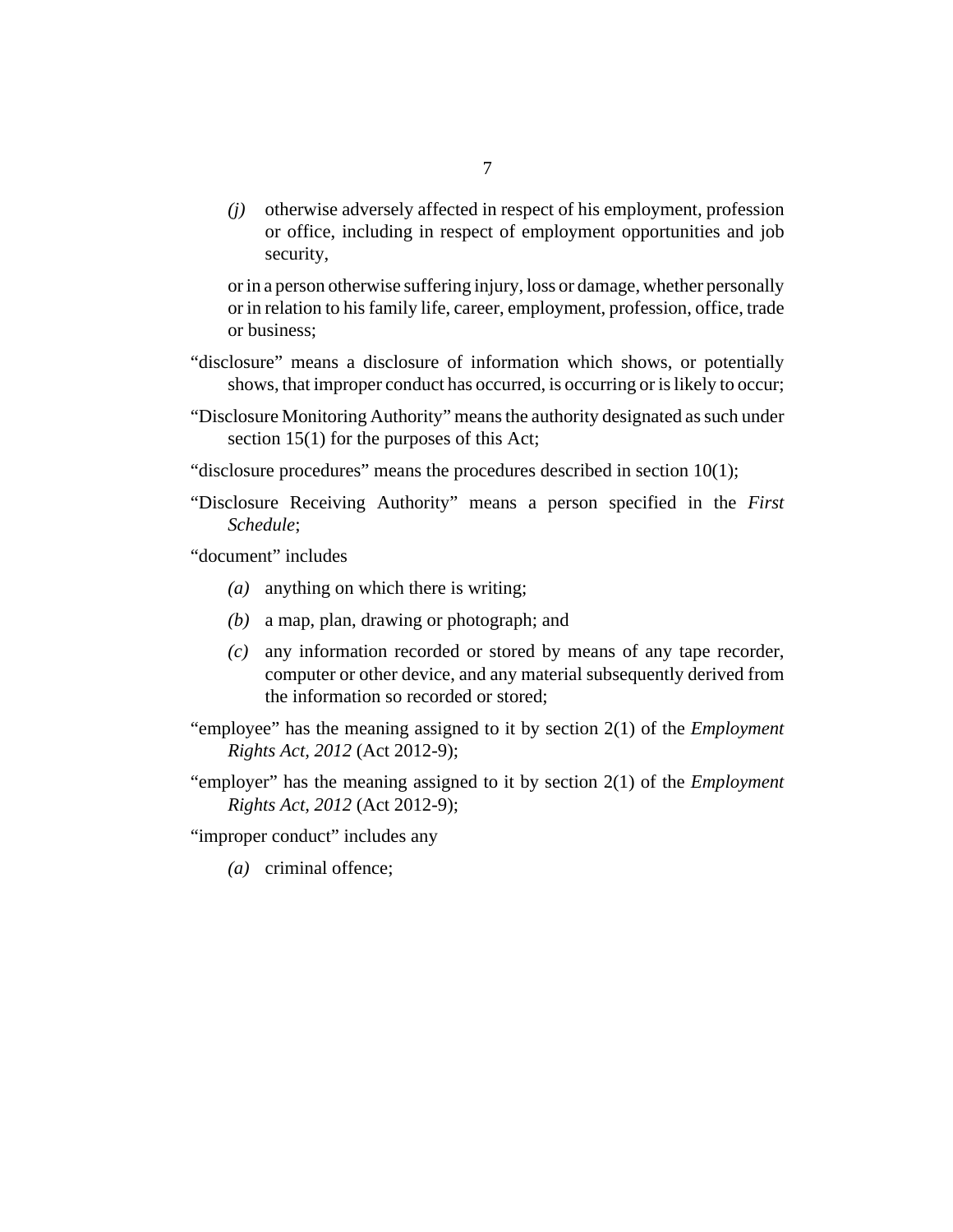*(j)* otherwise adversely affected in respect of his employment, profession or office, including in respect of employment opportunities and job security,

or in a person otherwise suffering injury, loss or damage, whether personally or in relation to his family life, career, employment, profession, office, trade or business;

"disclosure" means a disclosure of information which shows, or potentially shows, that improper conduct has occurred, is occurring or is likely to occur;

"Disclosure Monitoring Authority" means the authority designated as such under section 15(1) for the purposes of this Act;

"disclosure procedures" means the procedures described in section 10(1);

"Disclosure Receiving Authority" means a person specified in the *First Schedule*;

"document" includes

*(a)* anything on which there is writing;

*(b)* a map, plan, drawing or photograph; and

*(c)* any information recorded or stored by means of any tape recorder, computer or other device, and any material subsequently derived from the information so recorded or stored;

"employee" has the meaning assigned to it by section 2(1) of the *Employment Rights Act, 2012* (Act 2012-9);

"employer" has the meaning assigned to it by section 2(1) of the *Employment Rights Act, 2012* (Act 2012-9);

"improper conduct" includes any

*(a)* criminal offence;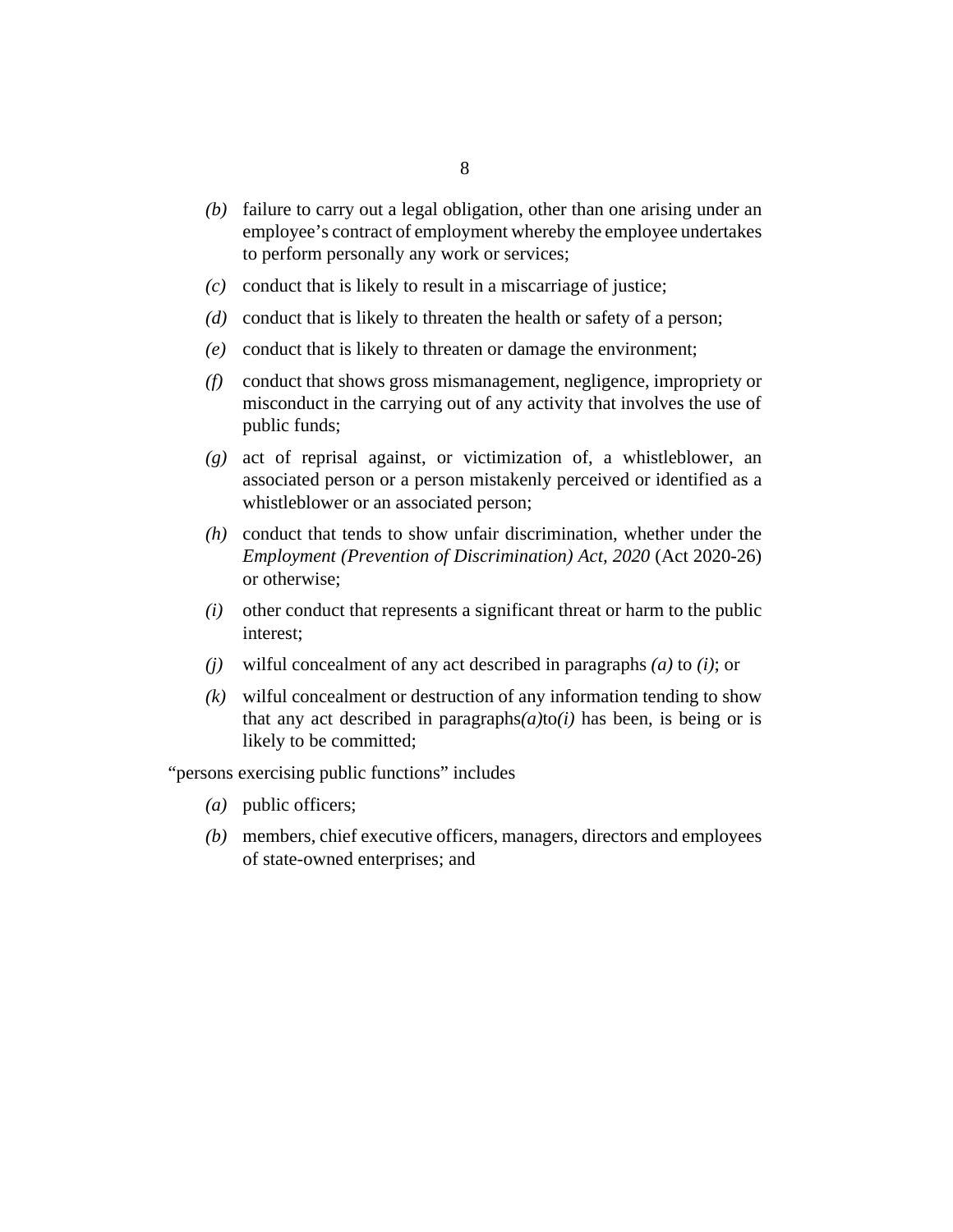*(b)* failure to carry out a legal obligation, other than one arising under an employee's contract of employment whereby the employee undertakes to perform personally any work or services;

*(c)* conduct that is likely to result in a miscarriage of justice;

*(d)* conduct that is likely to threaten the health or safety of a person;

*(e)* conduct that is likely to threaten or damage the environment;

*(f)* conduct that shows gross mismanagement, negligence, impropriety or misconduct in the carrying out of any activity that involves the use of public funds;

*(g)* act of reprisal against, or victimization of, a whistleblower, an associated person or a person mistakenly perceived or identified as a whistleblower or an associated person;

*(h)* conduct that tends to show unfair discrimination, whether under the *Employment (Prevention of Discrimination) Act, 2020* (Act 2020-26) or otherwise;

*(i)* other conduct that represents a significant threat or harm to the public interest;

*(j)* wilful concealment of any act described in paragraphs *(a)* to *(i)*; or

*(k)* wilful concealment or destruction of any information tending to show that any act described in paragraphs*(a)*to*(i)* has been, is being or is likely to be committed;

"persons exercising public functions" includes

*(a)* public officers;

*(b)* members, chief executive officers, managers, directors and employees of state-owned enterprises; and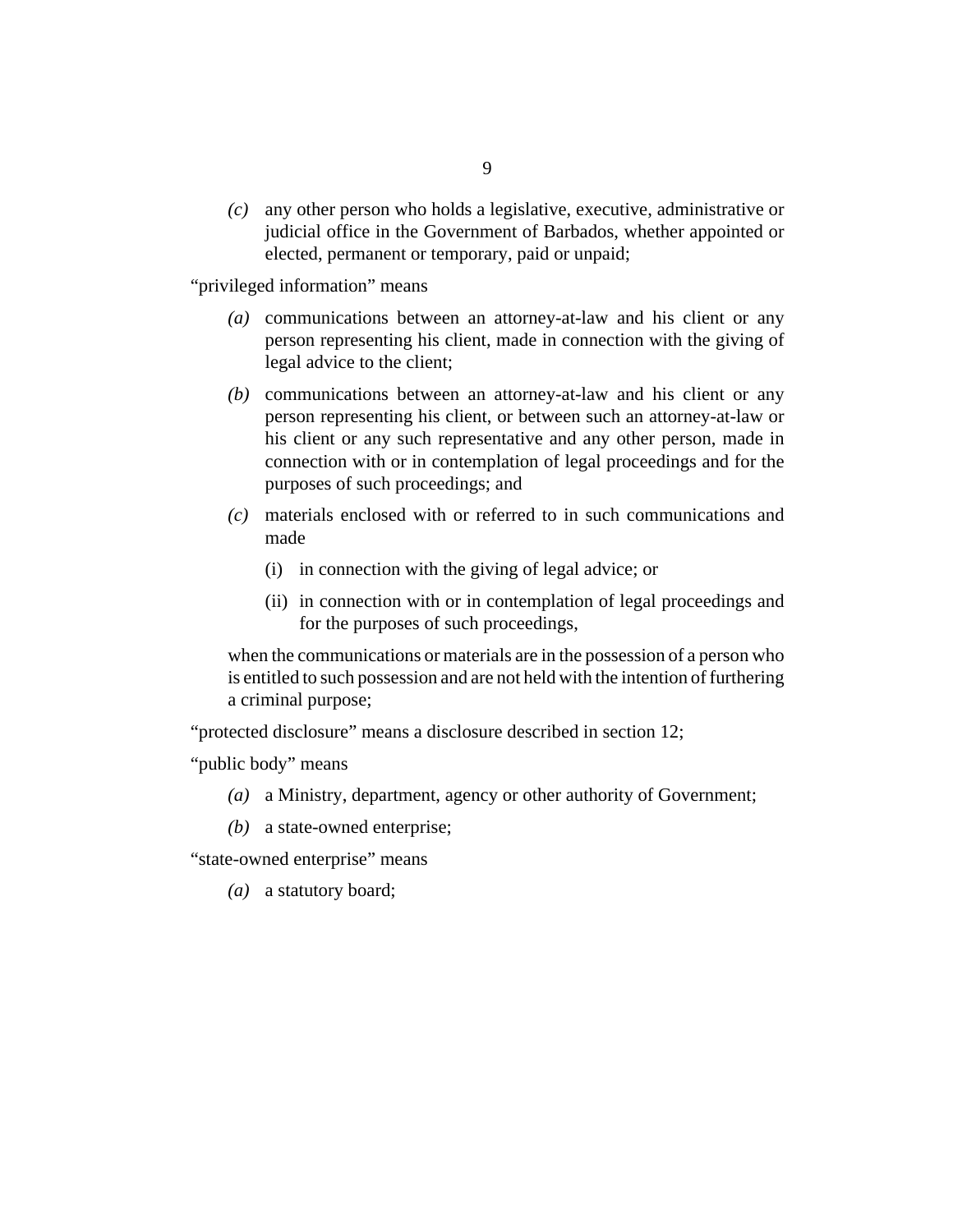*(c)* any other person who holds a legislative, executive, administrative or judicial office in the Government of Barbados, whether appointed or elected, permanent or temporary, paid or unpaid;

"privileged information" means

*(a)* communications between an attorney-at-law and his client or any person representing his client, made in connection with the giving of legal advice to the client;

*(b)* communications between an attorney-at-law and his client or any person representing his client, or between such an attorney-at-law or his client or any such representative and any other person, made in connection with or in contemplation of legal proceedings and for the purposes of such proceedings; and

*(c)* materials enclosed with or referred to in such communications and made

(i) in connection with the giving of legal advice; or

(ii) in connection with or in contemplation of legal proceedings and for the purposes of such proceedings,

when the communications or materials are in the possession of a person who is entitled to such possession and are not held with the intention of furthering a criminal purpose;

"protected disclosure" means a disclosure described in section 12;

"public body" means

*(a)* a Ministry, department, agency or other authority of Government;

*(b)* a state-owned enterprise;

"state-owned enterprise" means

*(a)* a statutory board;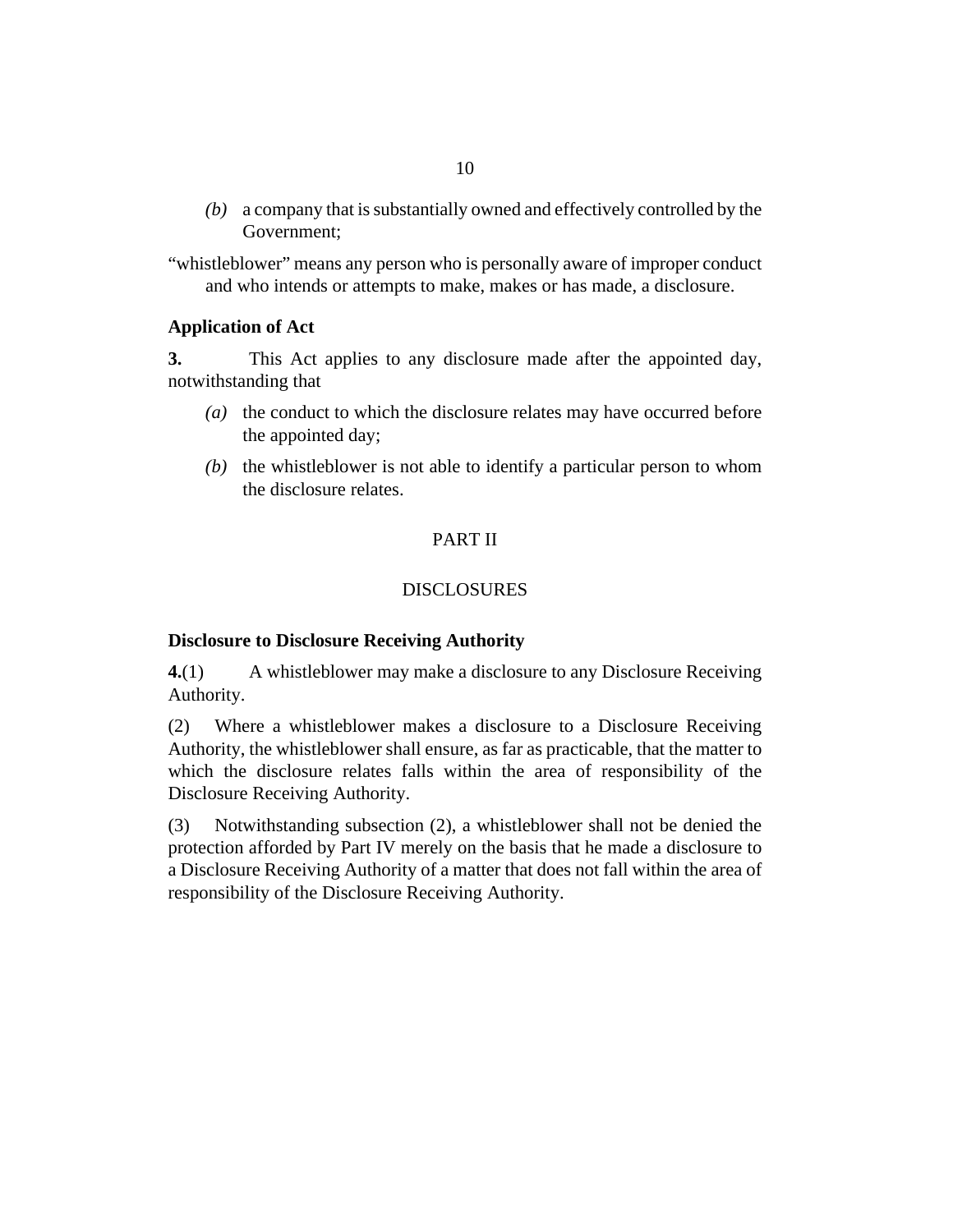*(b)* a company that is substantially owned and effectively controlled by the Government;

"whistleblower" means any person who is personally aware of improper conduct and who intends or attempts to make, makes or has made, a disclosure.

**Application of Act**

**3.** This Act applies to any disclosure made after the appointed day, notwithstanding that

*(a)* the conduct to which the disclosure relates may have occurred before the appointed day;

*(b)* the whistleblower is not able to identify a particular person to whom the disclosure relates.

PART II

DISCLOSURES

**Disclosure to Disclosure Receiving Authority**

**4.**(1) A whistleblower may make a disclosure to any Disclosure Receiving Authority.

(2) Where a whistleblower makes a disclosure to a Disclosure Receiving Authority, the whistleblower shall ensure, as far as practicable, that the matter to which the disclosure relates falls within the area of responsibility of the Disclosure Receiving Authority.

(3) Notwithstanding subsection (2), a whistleblower shall not be denied the protection afforded by Part IV merely on the basis that he made a disclosure to a Disclosure Receiving Authority of a matter that does not fall within the area of responsibility of the Disclosure Receiving Authority.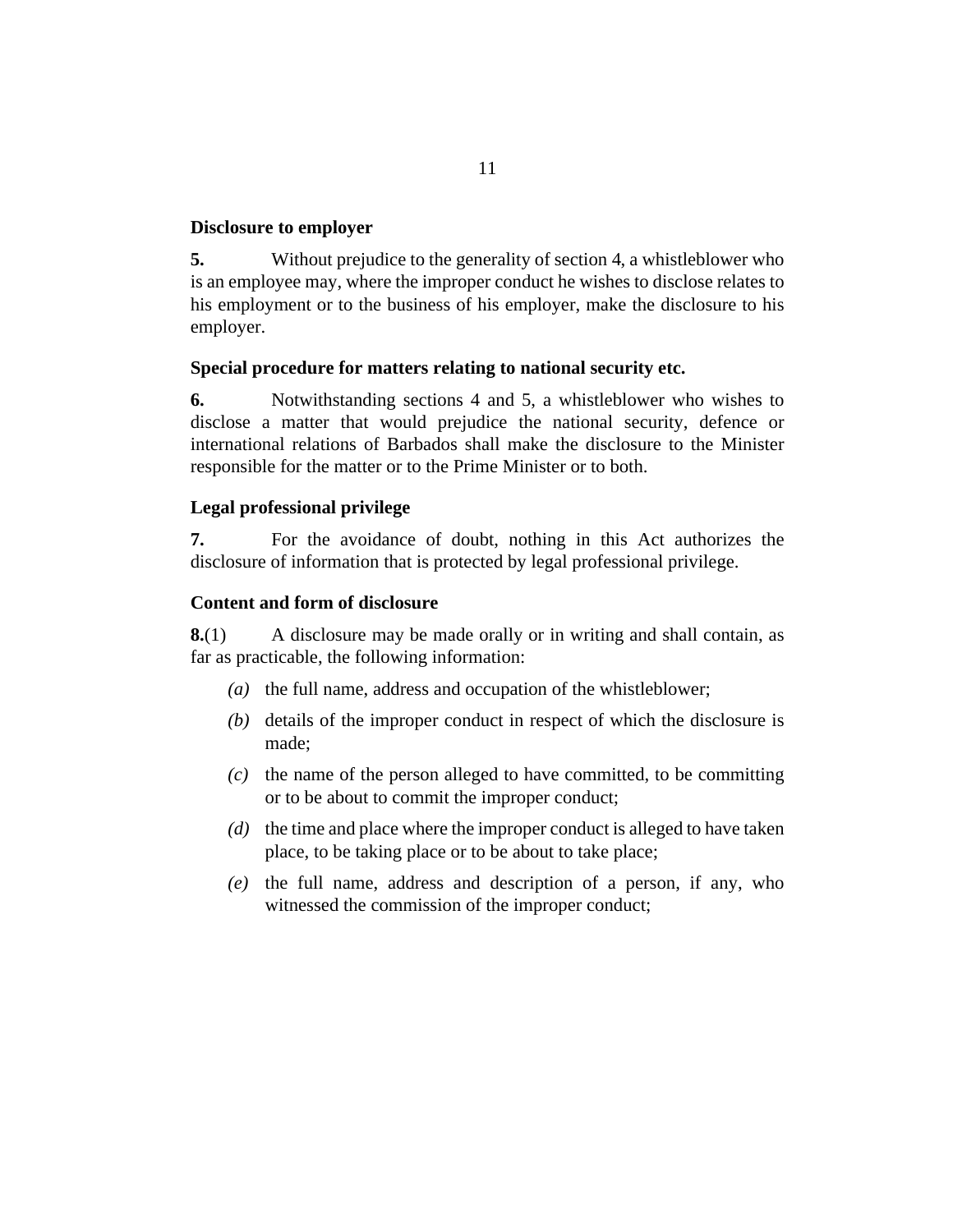### Disclosure to employer

**5.** Without prejudice to the generality of section 4, a whistleblower who is an employee may, where the improper conduct he wishes to disclose relates to his employment or to the business of his employer, make the disclosure to his employer.

### Special procedure for matters relating to national security etc.

**6.** Notwithstanding sections 4 and 5, a whistleblower who wishes to disclose a matter that would prejudice the national security, defence or international relations of Barbados shall make the disclosure to the Minister responsible for the matter or to the Prime Minister or to both.

### Legal professional privilege

**7.** For the avoidance of doubt, nothing in this Act authorizes the disclosure of information that is protected by legal professional privilege.

### Content and form of disclosure

**8.**(1) A disclosure may be made orally or in writing and shall contain, as far as practicable, the following information:

- *(a)* the full name, address and occupation of the whistleblower;
- *(b)* details of the improper conduct in respect of which the disclosure is made;
- *(c)* the name of the person alleged to have committed, to be committing or to be about to commit the improper conduct;
- *(d)* the time and place where the improper conduct is alleged to have taken place, to be taking place or to be about to take place;
- *(e)* the full name, address and description of a person, if any, who witnessed the commission of the improper conduct;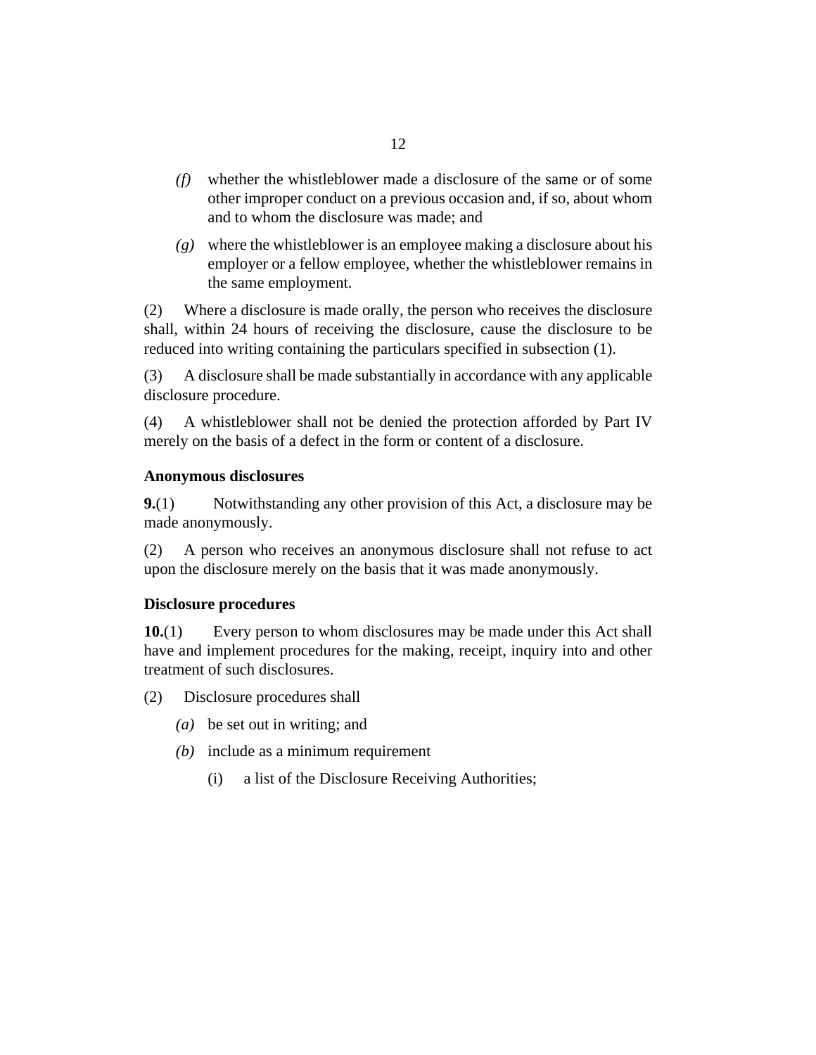*(f)* whether the whistleblower made a disclosure of the same or of some other improper conduct on a previous occasion and, if so, about whom and to whom the disclosure was made; and

*(g)* where the whistleblower is an employee making a disclosure about his employer or a fellow employee, whether the whistleblower remains in the same employment.

(2) Where a disclosure is made orally, the person who receives the disclosure shall, within 24 hours of receiving the disclosure, cause the disclosure to be reduced into writing containing the particulars specified in subsection (1).

(3) A disclosure shall be made substantially in accordance with any applicable disclosure procedure.

(4) A whistleblower shall not be denied the protection afforded by Part IV merely on the basis of a defect in the form or content of a disclosure.

**Anonymous disclosures**

**9.**(1) Notwithstanding any other provision of this Act, a disclosure may be made anonymously.

(2) A person who receives an anonymous disclosure shall not refuse to act upon the disclosure merely on the basis that it was made anonymously.

**Disclosure procedures**

**10.**(1) Every person to whom disclosures may be made under this Act shall have and implement procedures for the making, receipt, inquiry into and other treatment of such disclosures.

(2) Disclosure procedures shall

*(a)* be set out in writing; and

*(b)* include as a minimum requirement

(i) a list of the Disclosure Receiving Authorities;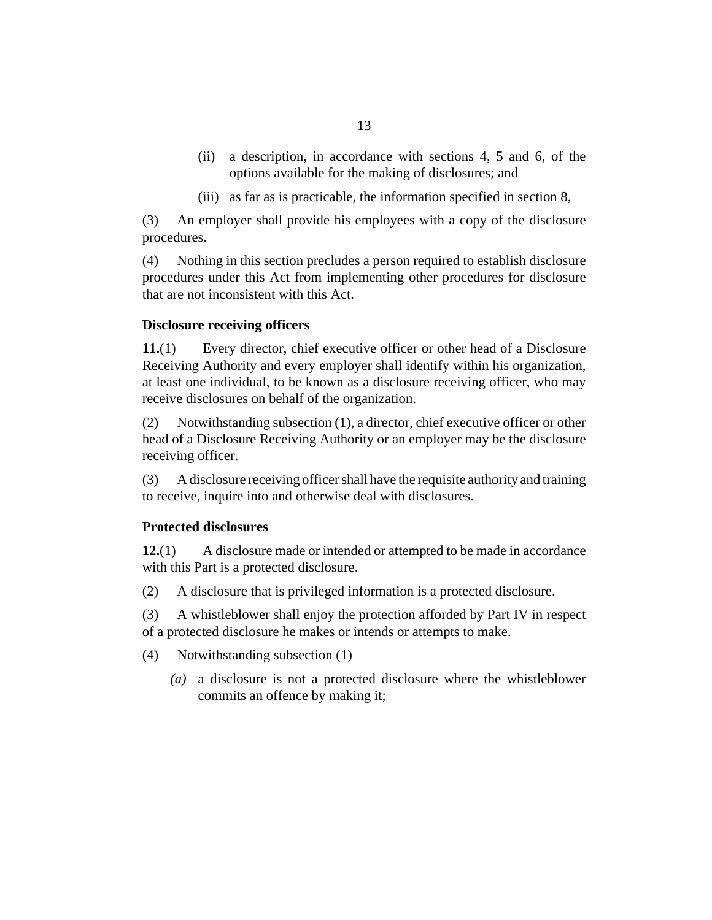(ii) a description, in accordance with sections 4, 5 and 6, of the options available for the making of disclosures; and

(iii) as far as is practicable, the information specified in section 8,

(3) An employer shall provide his employees with a copy of the disclosure procedures.

(4) Nothing in this section precludes a person required to establish disclosure procedures under this Act from implementing other procedures for disclosure that are not inconsistent with this Act.

**Disclosure receiving officers**

**11.**(1) Every director, chief executive officer or other head of a Disclosure Receiving Authority and every employer shall identify within his organization, at least one individual, to be known as a disclosure receiving officer, who may receive disclosures on behalf of the organization.

(2) Notwithstanding subsection (1), a director, chief executive officer or other head of a Disclosure Receiving Authority or an employer may be the disclosure receiving officer.

(3) A disclosure receiving officer shall have the requisite authority and training to receive, inquire into and otherwise deal with disclosures.

**Protected disclosures**

**12.**(1) A disclosure made or intended or attempted to be made in accordance with this Part is a protected disclosure.

(2) A disclosure that is privileged information is a protected disclosure.

(3) A whistleblower shall enjoy the protection afforded by Part IV in respect of a protected disclosure he makes or intends or attempts to make.

(4) Notwithstanding subsection (1)

*(a)* a disclosure is not a protected disclosure where the whistleblower commits an offence by making it;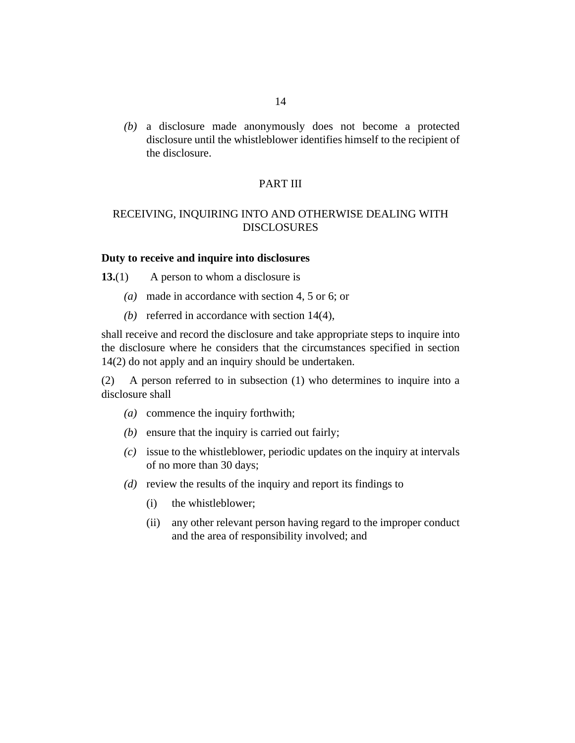*(b)* a disclosure made anonymously does not become a protected disclosure until the whistleblower identifies himself to the recipient of the disclosure.

## PART III

## RECEIVING, INQUIRING INTO AND OTHERWISE DEALING WITH DISCLOSURES

**Duty to receive and inquire into disclosures**

**13.**(1) A person to whom a disclosure is

*(a)* made in accordance with section 4, 5 or 6; or

*(b)* referred in accordance with section 14(4),

shall receive and record the disclosure and take appropriate steps to inquire into the disclosure where he considers that the circumstances specified in section 14(2) do not apply and an inquiry should be undertaken.

(2) A person referred to in subsection (1) who determines to inquire into a disclosure shall

*(a)* commence the inquiry forthwith;

*(b)* ensure that the inquiry is carried out fairly;

*(c)* issue to the whistleblower, periodic updates on the inquiry at intervals of no more than 30 days;

*(d)* review the results of the inquiry and report its findings to

(i) the whistleblower;

(ii) any other relevant person having regard to the improper conduct and the area of responsibility involved; and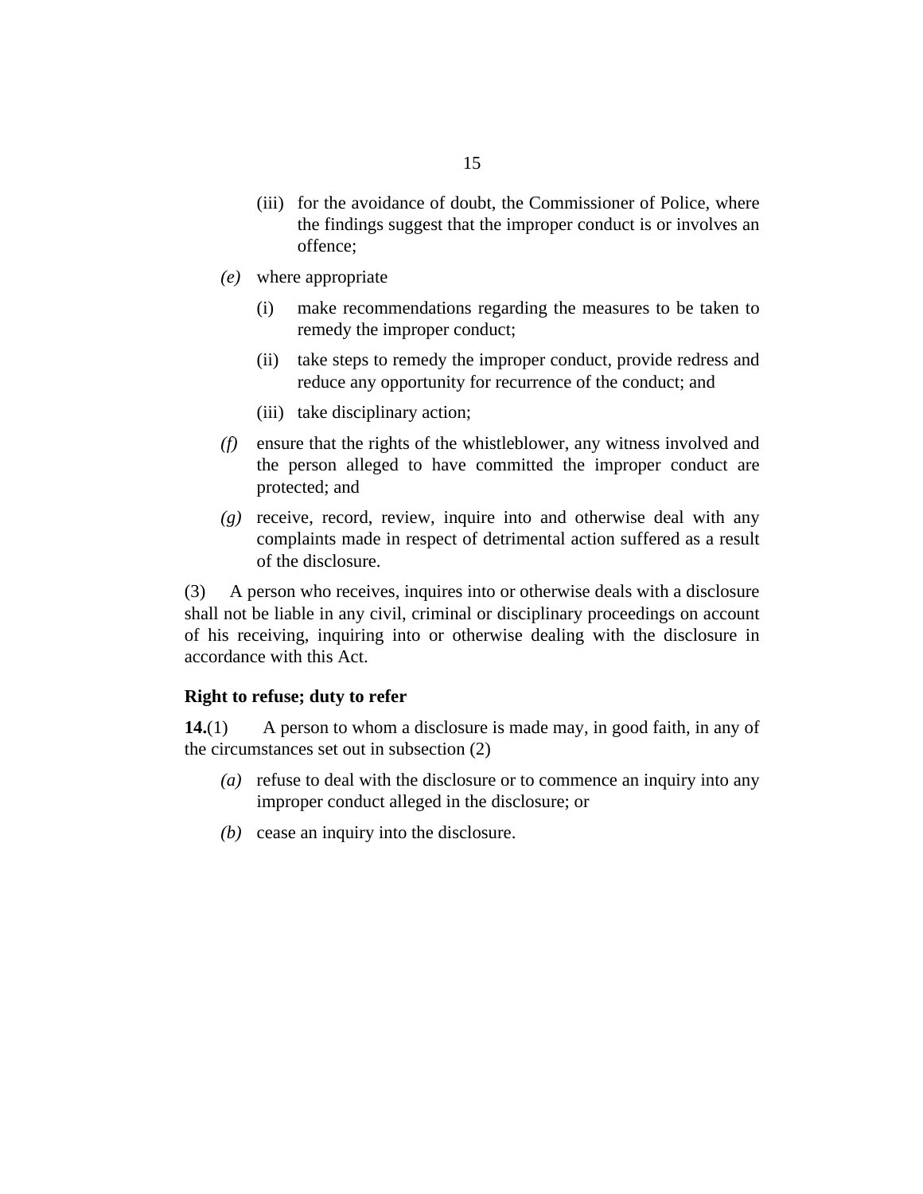(iii) for the avoidance of doubt, the Commissioner of Police, where the findings suggest that the improper conduct is or involves an offence;

*(e)* where appropriate

(i) make recommendations regarding the measures to be taken to remedy the improper conduct;

(ii) take steps to remedy the improper conduct, provide redress and reduce any opportunity for recurrence of the conduct; and

(iii) take disciplinary action;

*(f)* ensure that the rights of the whistleblower, any witness involved and the person alleged to have committed the improper conduct are protected; and

*(g)* receive, record, review, inquire into and otherwise deal with any complaints made in respect of detrimental action suffered as a result of the disclosure.

(3) A person who receives, inquires into or otherwise deals with a disclosure shall not be liable in any civil, criminal or disciplinary proceedings on account of his receiving, inquiring into or otherwise dealing with the disclosure in accordance with this Act.

**Right to refuse; duty to refer**

**14.**(1) A person to whom a disclosure is made may, in good faith, in any of the circumstances set out in subsection (2)

*(a)* refuse to deal with the disclosure or to commence an inquiry into any improper conduct alleged in the disclosure; or

*(b)* cease an inquiry into the disclosure.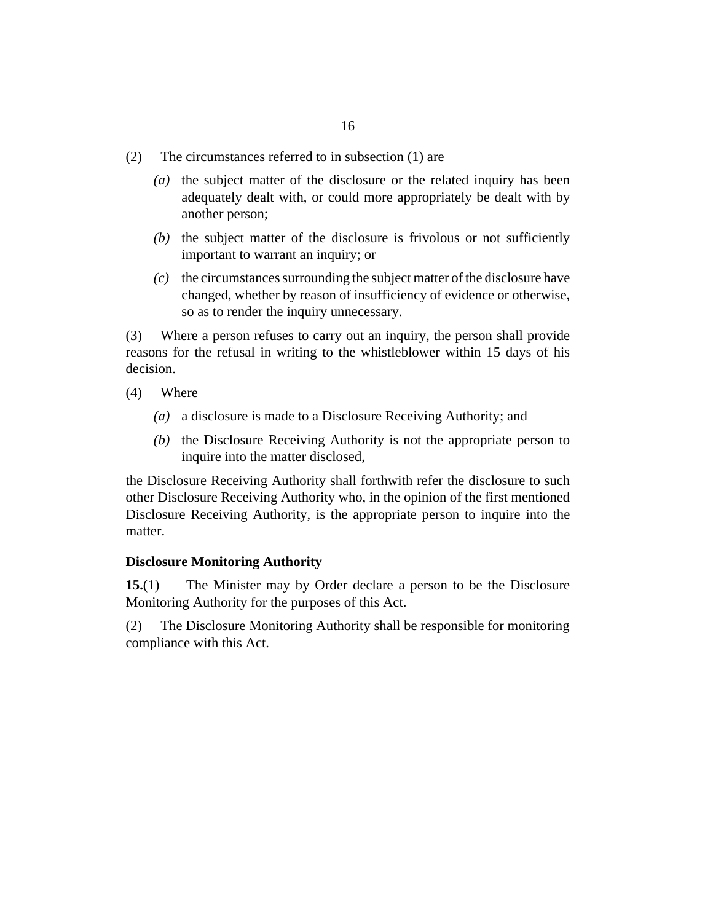(2) The circumstances referred to in subsection (1) are

*(a)* the subject matter of the disclosure or the related inquiry has been adequately dealt with, or could more appropriately be dealt with by another person;

*(b)* the subject matter of the disclosure is frivolous or not sufficiently important to warrant an inquiry; or

*(c)* the circumstances surrounding the subject matter of the disclosure have changed, whether by reason of insufficiency of evidence or otherwise, so as to render the inquiry unnecessary.

(3) Where a person refuses to carry out an inquiry, the person shall provide reasons for the refusal in writing to the whistleblower within 15 days of his decision.

(4) Where

*(a)* a disclosure is made to a Disclosure Receiving Authority; and

*(b)* the Disclosure Receiving Authority is not the appropriate person to inquire into the matter disclosed,

the Disclosure Receiving Authority shall forthwith refer the disclosure to such other Disclosure Receiving Authority who, in the opinion of the first mentioned Disclosure Receiving Authority, is the appropriate person to inquire into the matter.

**Disclosure Monitoring Authority**

**15.**(1) The Minister may by Order declare a person to be the Disclosure Monitoring Authority for the purposes of this Act.

(2) The Disclosure Monitoring Authority shall be responsible for monitoring compliance with this Act.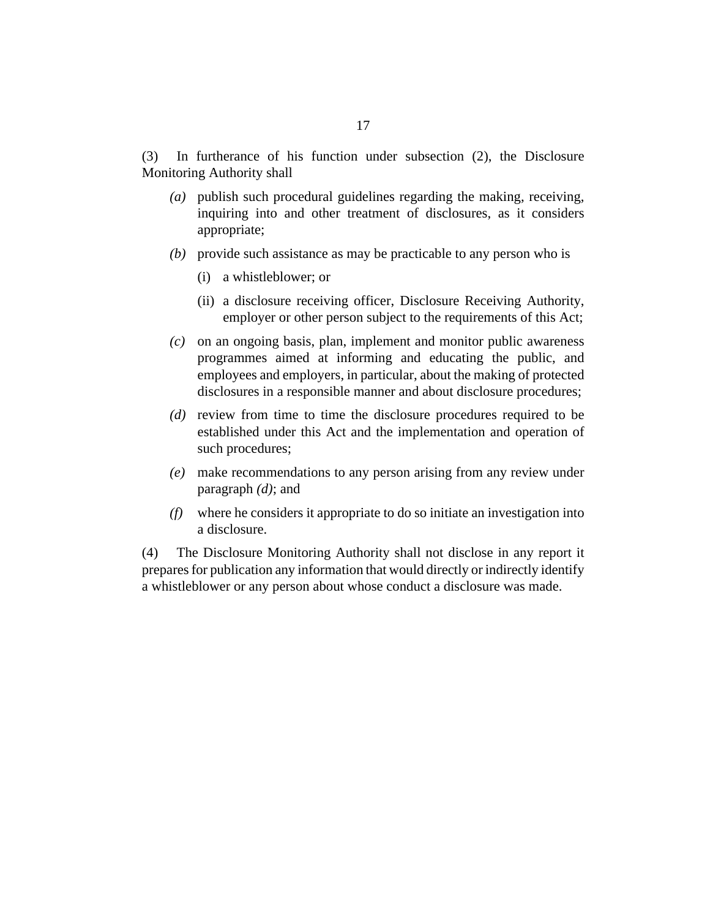(3) In furtherance of his function under subsection (2), the Disclosure Monitoring Authority shall

*(a)* publish such procedural guidelines regarding the making, receiving, inquiring into and other treatment of disclosures, as it considers appropriate;

*(b)* provide such assistance as may be practicable to any person who is

(i) a whistleblower; or

(ii) a disclosure receiving officer, Disclosure Receiving Authority, employer or other person subject to the requirements of this Act;

*(c)* on an ongoing basis, plan, implement and monitor public awareness programmes aimed at informing and educating the public, and employees and employers, in particular, about the making of protected disclosures in a responsible manner and about disclosure procedures;

*(d)* review from time to time the disclosure procedures required to be established under this Act and the implementation and operation of such procedures;

*(e)* make recommendations to any person arising from any review under paragraph *(d)*; and

*(f)* where he considers it appropriate to do so initiate an investigation into a disclosure.

(4) The Disclosure Monitoring Authority shall not disclose in any report it prepares for publication any information that would directly or indirectly identify a whistleblower or any person about whose conduct a disclosure was made.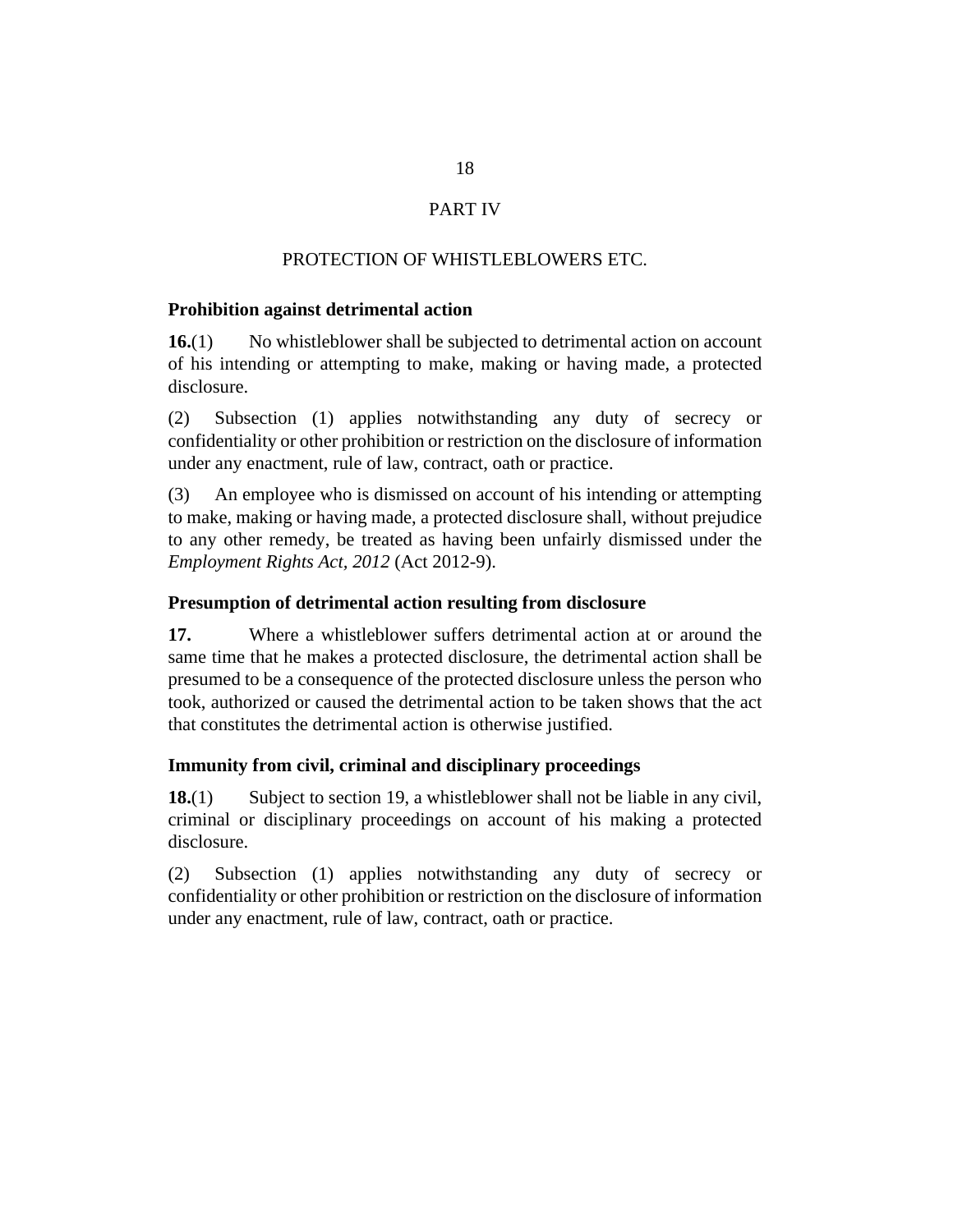# PART IV

## PROTECTION OF WHISTLEBLOWERS ETC.

### Prohibition against detrimental action

**16.**(1) No whistleblower shall be subjected to detrimental action on account of his intending or attempting to make, making or having made, a protected disclosure.

(2) Subsection (1) applies notwithstanding any duty of secrecy or confidentiality or other prohibition or restriction on the disclosure of information under any enactment, rule of law, contract, oath or practice.

(3) An employee who is dismissed on account of his intending or attempting to make, making or having made, a protected disclosure shall, without prejudice to any other remedy, be treated as having been unfairly dismissed under the *Employment Rights Act, 2012* (Act 2012-9).

### Presumption of detrimental action resulting from disclosure

**17.** Where a whistleblower suffers detrimental action at or around the same time that he makes a protected disclosure, the detrimental action shall be presumed to be a consequence of the protected disclosure unless the person who took, authorized or caused the detrimental action to be taken shows that the act that constitutes the detrimental action is otherwise justified.

### Immunity from civil, criminal and disciplinary proceedings

**18.**(1) Subject to section 19, a whistleblower shall not be liable in any civil, criminal or disciplinary proceedings on account of his making a protected disclosure.

(2) Subsection (1) applies notwithstanding any duty of secrecy or confidentiality or other prohibition or restriction on the disclosure of information under any enactment, rule of law, contract, oath or practice.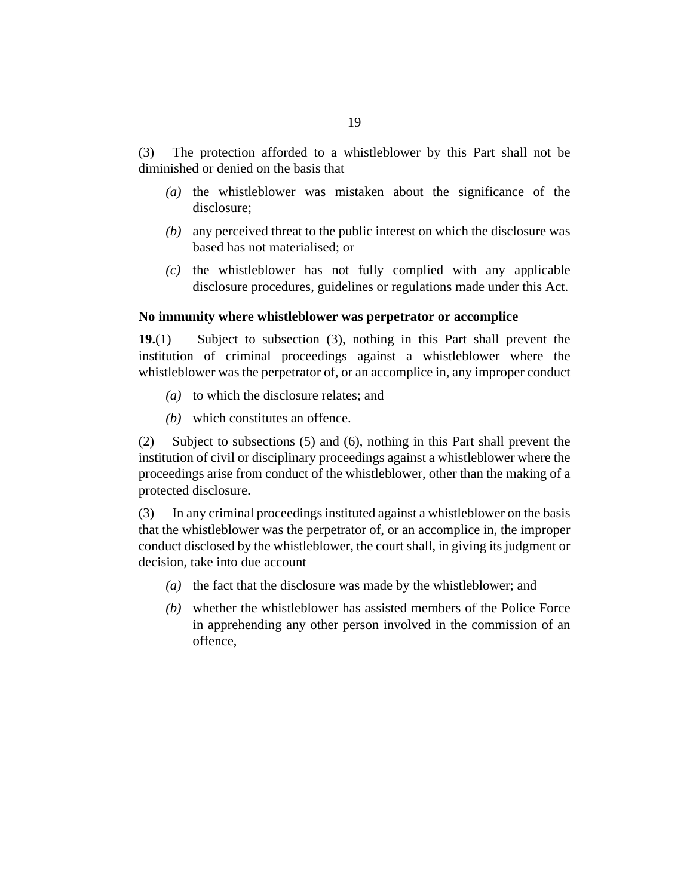(3) The protection afforded to a whistleblower by this Part shall not be diminished or denied on the basis that

- *(a)* the whistleblower was mistaken about the significance of the disclosure;
- *(b)* any perceived threat to the public interest on which the disclosure was based has not materialised; or
- *(c)* the whistleblower has not fully complied with any applicable disclosure procedures, guidelines or regulations made under this Act.

**No immunity where whistleblower was perpetrator or accomplice**

**19.**(1) Subject to subsection (3), nothing in this Part shall prevent the institution of criminal proceedings against a whistleblower where the whistleblower was the perpetrator of, or an accomplice in, any improper conduct

- *(a)* to which the disclosure relates; and
- *(b)* which constitutes an offence.

(2) Subject to subsections (5) and (6), nothing in this Part shall prevent the institution of civil or disciplinary proceedings against a whistleblower where the proceedings arise from conduct of the whistleblower, other than the making of a protected disclosure.

(3) In any criminal proceedings instituted against a whistleblower on the basis that the whistleblower was the perpetrator of, or an accomplice in, the improper conduct disclosed by the whistleblower, the court shall, in giving its judgment or decision, take into due account

- *(a)* the fact that the disclosure was made by the whistleblower; and
- *(b)* whether the whistleblower has assisted members of the Police Force in apprehending any other person involved in the commission of an offence,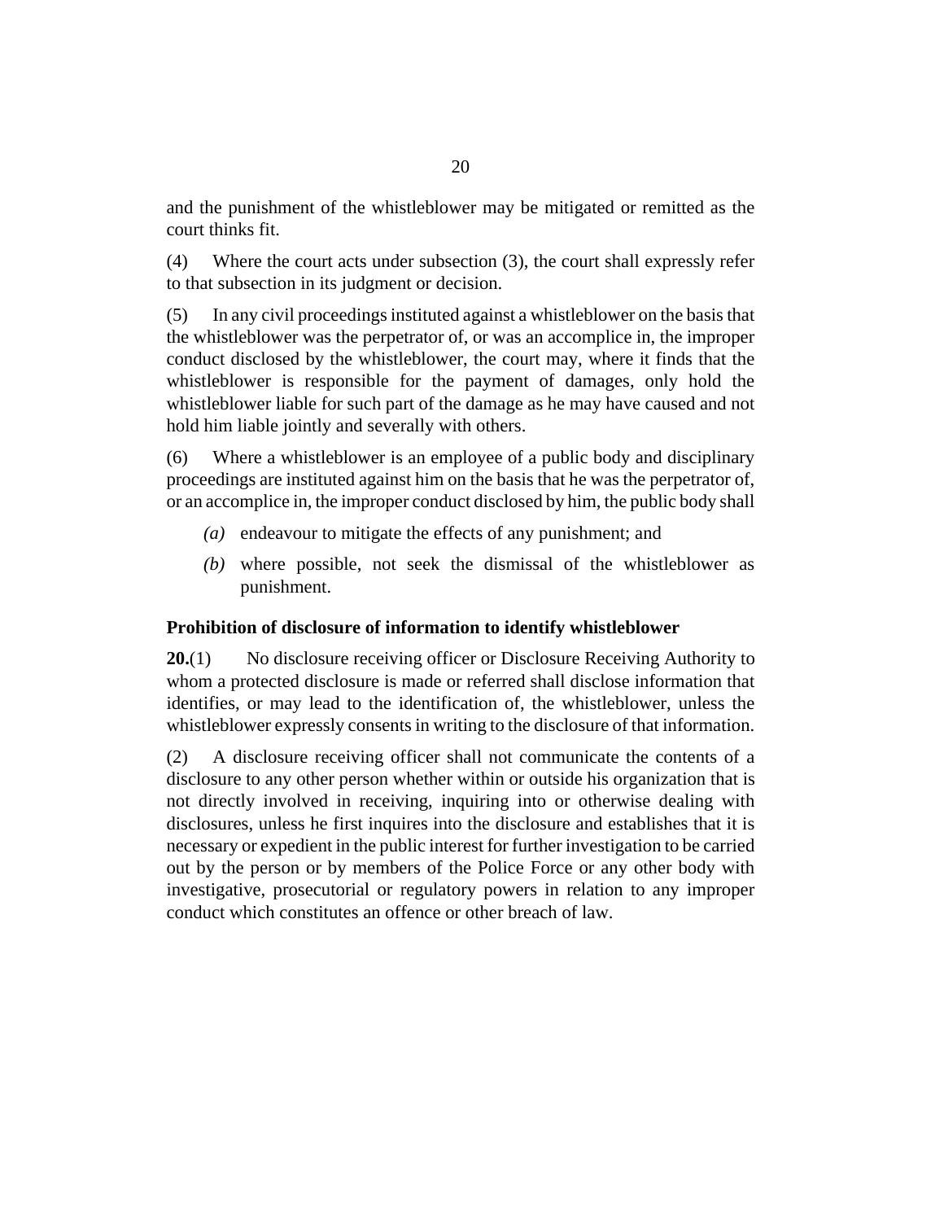and the punishment of the whistleblower may be mitigated or remitted as the court thinks fit.

(4) Where the court acts under subsection (3), the court shall expressly refer to that subsection in its judgment or decision.

(5) In any civil proceedings instituted against a whistleblower on the basis that the whistleblower was the perpetrator of, or was an accomplice in, the improper conduct disclosed by the whistleblower, the court may, where it finds that the whistleblower is responsible for the payment of damages, only hold the whistleblower liable for such part of the damage as he may have caused and not hold him liable jointly and severally with others.

(6) Where a whistleblower is an employee of a public body and disciplinary proceedings are instituted against him on the basis that he was the perpetrator of, or an accomplice in, the improper conduct disclosed by him, the public body shall

- *(a)* endeavour to mitigate the effects of any punishment; and
- *(b)* where possible, not seek the dismissal of the whistleblower as punishment.

### Prohibition of disclosure of information to identify whistleblower

**20.**(1) No disclosure receiving officer or Disclosure Receiving Authority to whom a protected disclosure is made or referred shall disclose information that identifies, or may lead to the identification of, the whistleblower, unless the whistleblower expressly consents in writing to the disclosure of that information.

(2) A disclosure receiving officer shall not communicate the contents of a disclosure to any other person whether within or outside his organization that is not directly involved in receiving, inquiring into or otherwise dealing with disclosures, unless he first inquires into the disclosure and establishes that it is necessary or expedient in the public interest for further investigation to be carried out by the person or by members of the Police Force or any other body with investigative, prosecutorial or regulatory powers in relation to any improper conduct which constitutes an offence or other breach of law.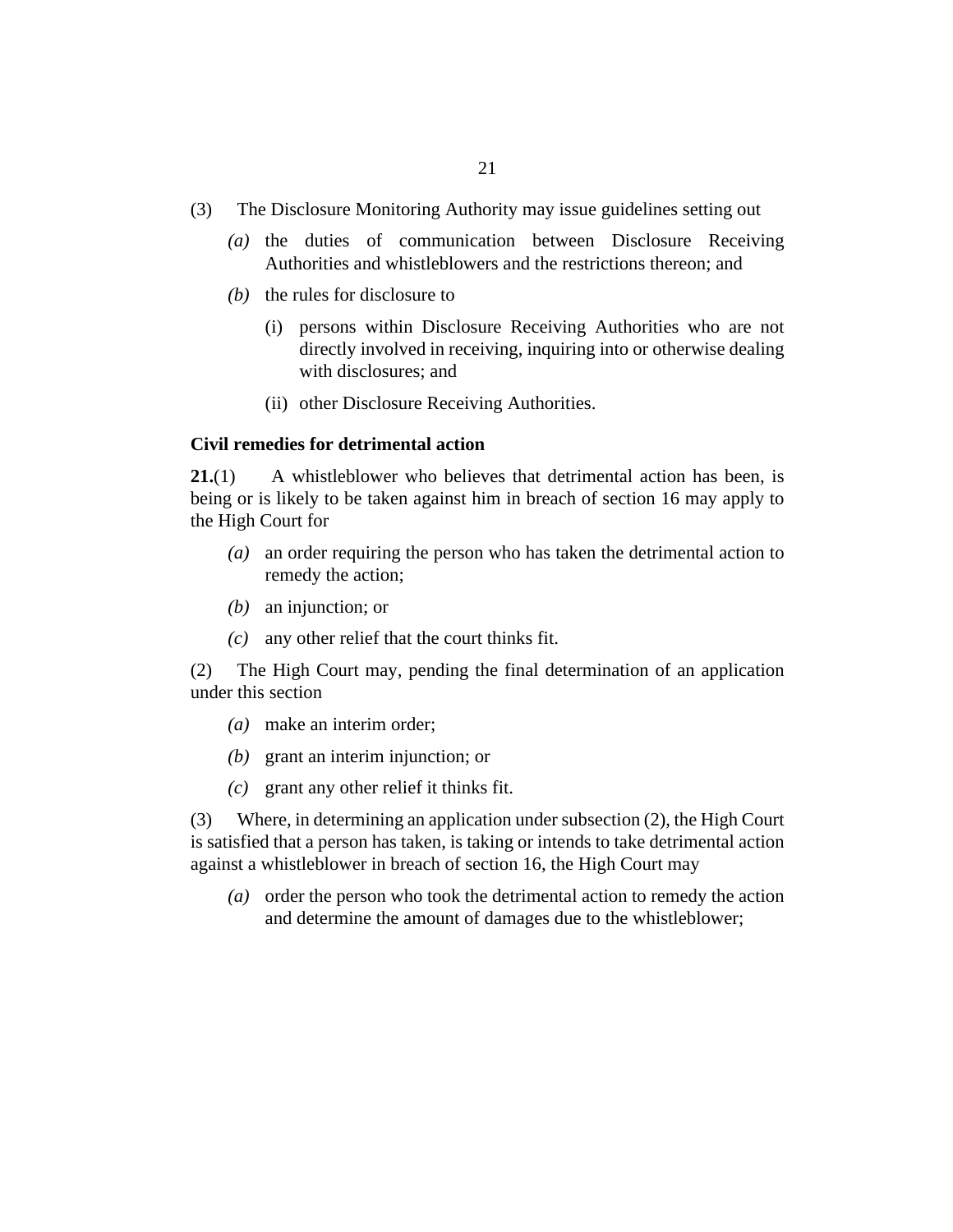(3) The Disclosure Monitoring Authority may issue guidelines setting out

*(a)* the duties of communication between Disclosure Receiving Authorities and whistleblowers and the restrictions thereon; and

*(b)* the rules for disclosure to

(i) persons within Disclosure Receiving Authorities who are not directly involved in receiving, inquiring into or otherwise dealing with disclosures; and

(ii) other Disclosure Receiving Authorities.

**Civil remedies for detrimental action**

**21.**(1) A whistleblower who believes that detrimental action has been, is being or is likely to be taken against him in breach of section 16 may apply to the High Court for

*(a)* an order requiring the person who has taken the detrimental action to remedy the action;

*(b)* an injunction; or

*(c)* any other relief that the court thinks fit.

(2) The High Court may, pending the final determination of an application under this section

*(a)* make an interim order;

*(b)* grant an interim injunction; or

*(c)* grant any other relief it thinks fit.

(3) Where, in determining an application under subsection (2), the High Court is satisfied that a person has taken, is taking or intends to take detrimental action against a whistleblower in breach of section 16, the High Court may

*(a)* order the person who took the detrimental action to remedy the action and determine the amount of damages due to the whistleblower;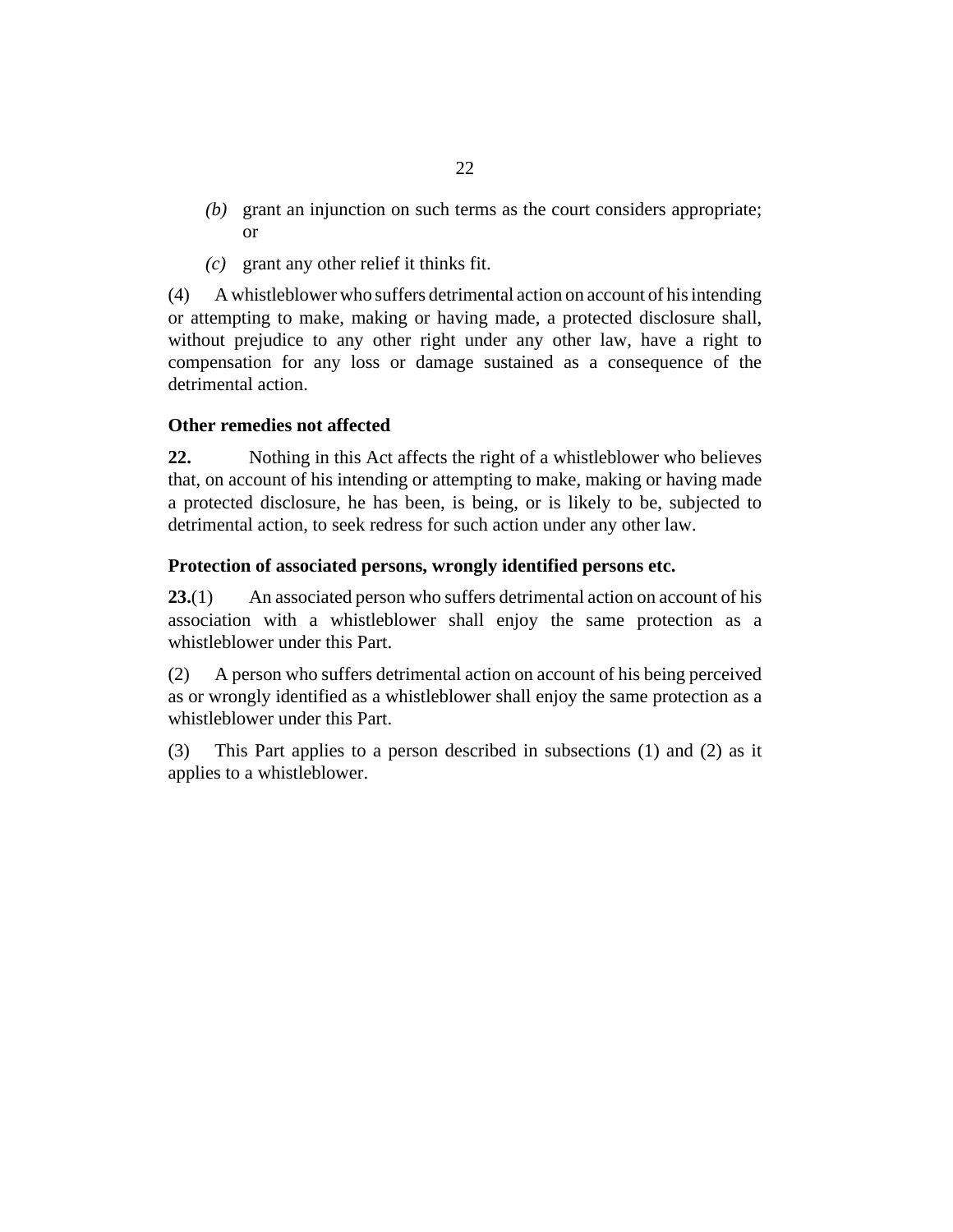*(b)* grant an injunction on such terms as the court considers appropriate; or

*(c)* grant any other relief it thinks fit.

(4) A whistleblower who suffers detrimental action on account of his intending or attempting to make, making or having made, a protected disclosure shall, without prejudice to any other right under any other law, have a right to compensation for any loss or damage sustained as a consequence of the detrimental action.

### Other remedies not affected

**22.** Nothing in this Act affects the right of a whistleblower who believes that, on account of his intending or attempting to make, making or having made a protected disclosure, he has been, is being, or is likely to be, subjected to detrimental action, to seek redress for such action under any other law.

### Protection of associated persons, wrongly identified persons etc.

**23.**(1) An associated person who suffers detrimental action on account of his association with a whistleblower shall enjoy the same protection as a whistleblower under this Part.

(2) A person who suffers detrimental action on account of his being perceived as or wrongly identified as a whistleblower shall enjoy the same protection as a whistleblower under this Part.

(3) This Part applies to a person described in subsections (1) and (2) as it applies to a whistleblower.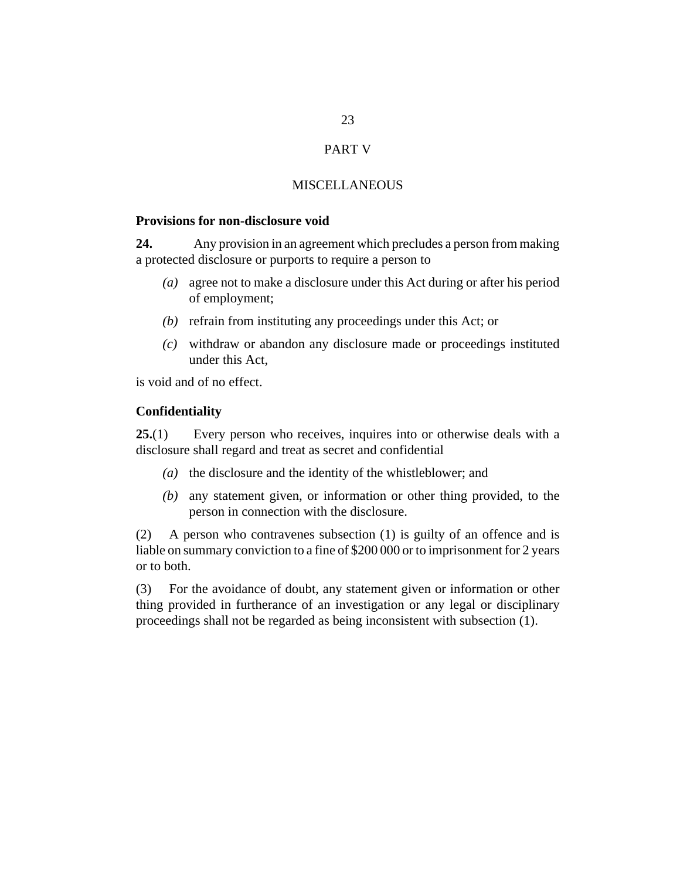## PART V

## MISCELLANEOUS

**Provisions for non-disclosure void**

**24.** Any provision in an agreement which precludes a person from making a protected disclosure or purports to require a person to

*(a)* agree not to make a disclosure under this Act during or after his period of employment;

*(b)* refrain from instituting any proceedings under this Act; or

*(c)* withdraw or abandon any disclosure made or proceedings instituted under this Act,

is void and of no effect.

**Confidentiality**

**25.**(1) Every person who receives, inquires into or otherwise deals with a disclosure shall regard and treat as secret and confidential

*(a)* the disclosure and the identity of the whistleblower; and

*(b)* any statement given, or information or other thing provided, to the person in connection with the disclosure.

(2) A person who contravenes subsection (1) is guilty of an offence and is liable on summary conviction to a fine of $200 000 or to imprisonment for 2 years or to both.

(3) For the avoidance of doubt, any statement given or information or other thing provided in furtherance of an investigation or any legal or disciplinary proceedings shall not be regarded as being inconsistent with subsection (1).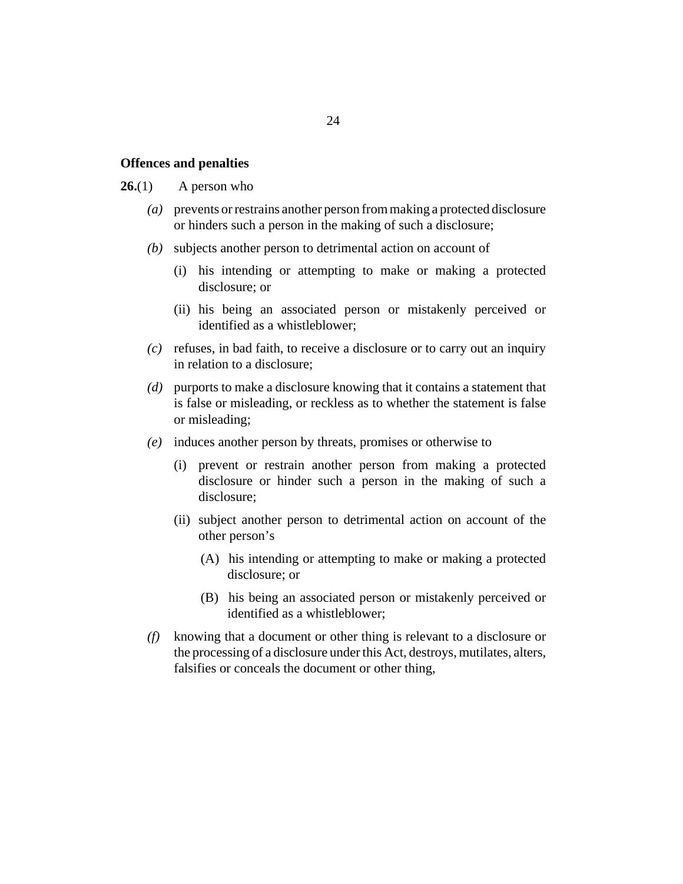**Offences and penalties**

**26.**(1) A person who

*(a)* prevents or restrains another person from making a protected disclosure or hinders such a person in the making of such a disclosure;

*(b)* subjects another person to detrimental action on account of

(i) his intending or attempting to make or making a protected disclosure; or

(ii) his being an associated person or mistakenly perceived or identified as a whistleblower;

*(c)* refuses, in bad faith, to receive a disclosure or to carry out an inquiry in relation to a disclosure;

*(d)* purports to make a disclosure knowing that it contains a statement that is false or misleading, or reckless as to whether the statement is false or misleading;

*(e)* induces another person by threats, promises or otherwise to

(i) prevent or restrain another person from making a protected disclosure or hinder such a person in the making of such a disclosure;

(ii) subject another person to detrimental action on account of the other person's

(A) his intending or attempting to make or making a protected disclosure; or

(B) his being an associated person or mistakenly perceived or identified as a whistleblower;

*(f)* knowing that a document or other thing is relevant to a disclosure or the processing of a disclosure under this Act, destroys, mutilates, alters, falsifies or conceals the document or other thing,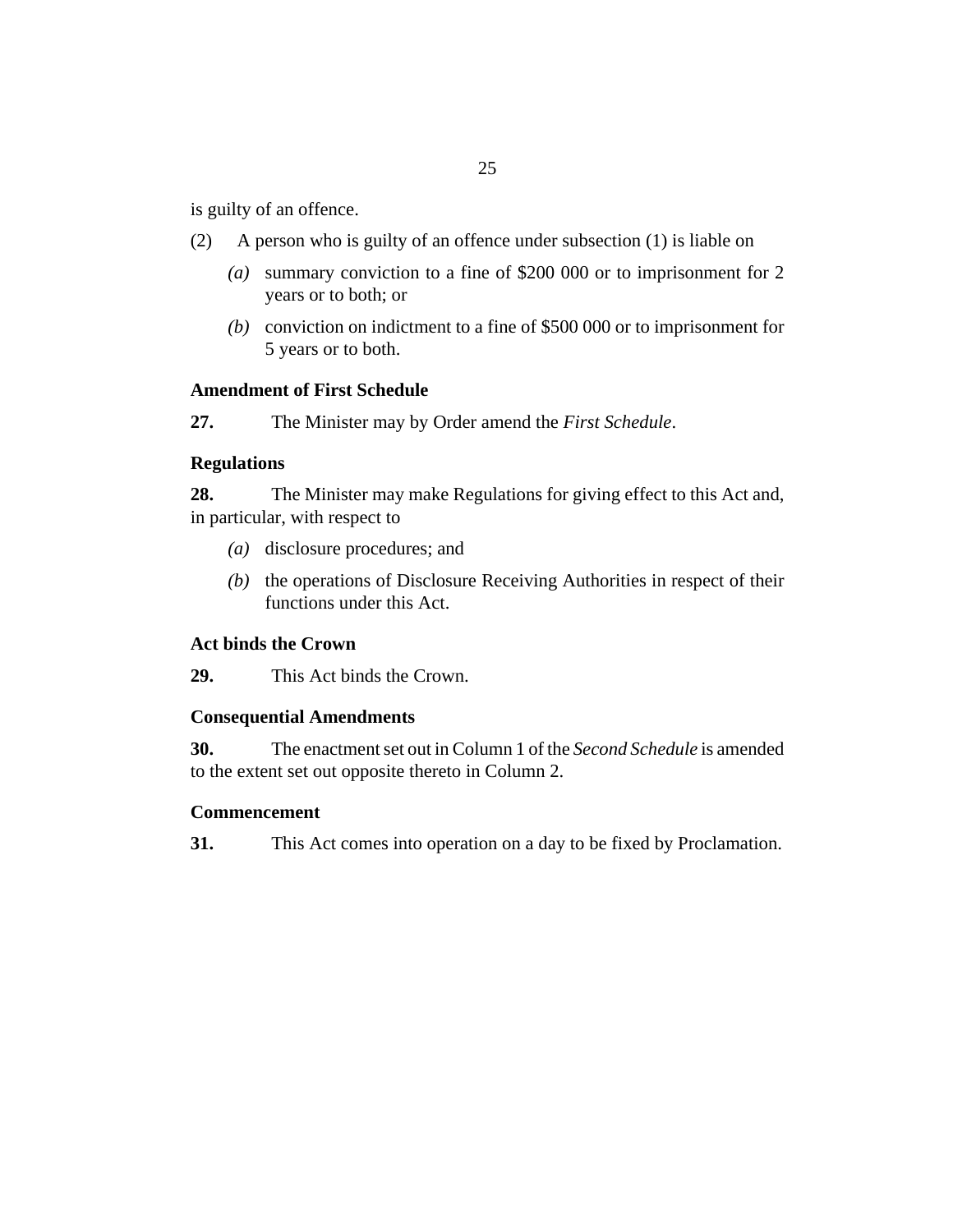is guilty of an offence.

(2) A person who is guilty of an offence under subsection (1) is liable on

*(a)* summary conviction to a fine of $200 000 or to imprisonment for 2 years or to both; or

*(b)* conviction on indictment to a fine of $500 000 or to imprisonment for 5 years or to both.

**Amendment of First Schedule**

**27.** The Minister may by Order amend the *First Schedule*.

**Regulations**

**28.** The Minister may make Regulations for giving effect to this Act and, in particular, with respect to

*(a)* disclosure procedures; and

*(b)* the operations of Disclosure Receiving Authorities in respect of their functions under this Act.

**Act binds the Crown**

**29.** This Act binds the Crown.

**Consequential Amendments**

**30.** The enactment set out in Column 1 of the *Second Schedule* is amended to the extent set out opposite thereto in Column 2.

**Commencement**

**31.** This Act comes into operation on a day to be fixed by Proclamation.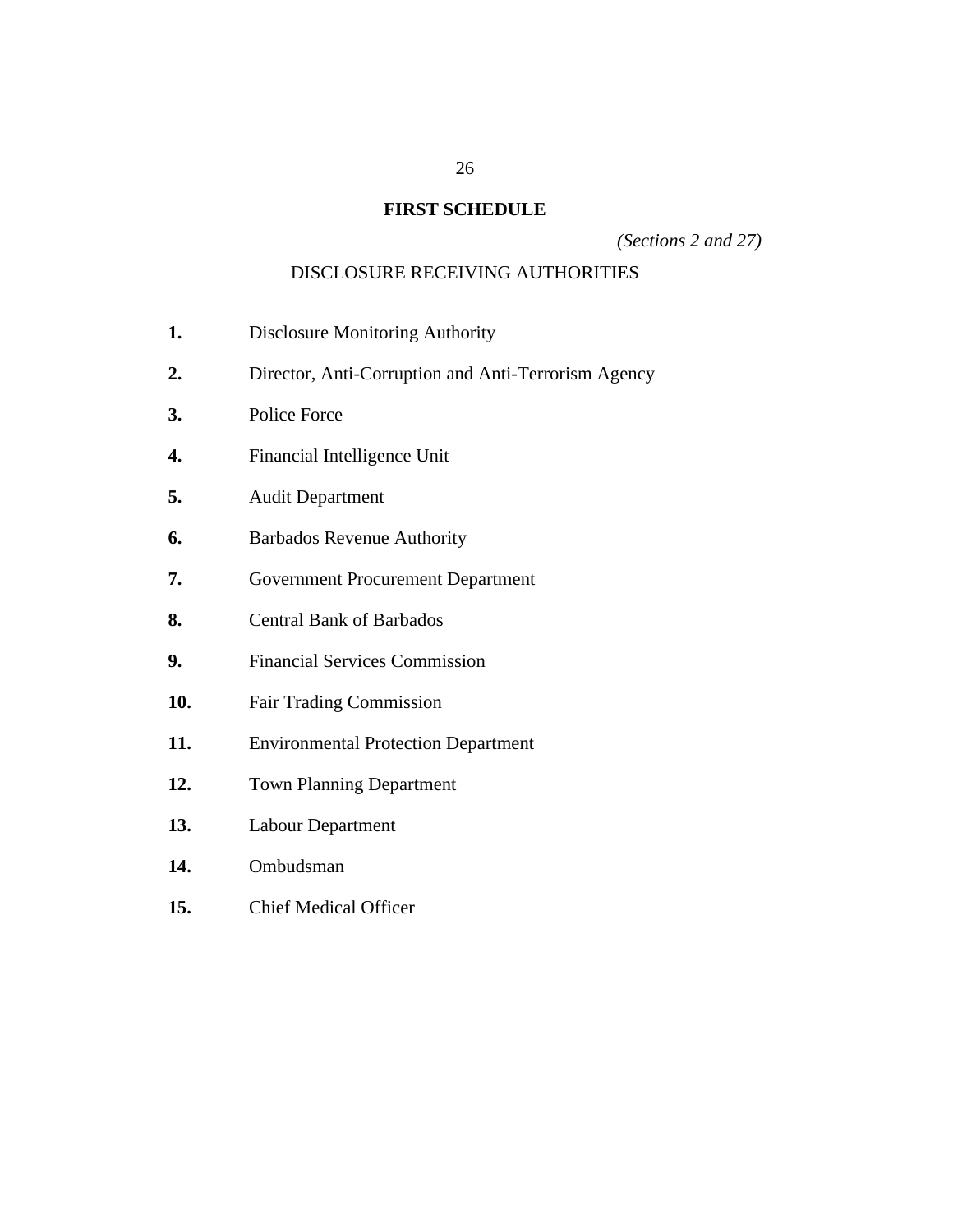# FIRST SCHEDULE

*(Sections 2 and 27)*

DISCLOSURE RECEIVING AUTHORITIES

**1.** Disclosure Monitoring Authority

**2.** Director, Anti-Corruption and Anti-Terrorism Agency

**3.** Police Force

**4.** Financial Intelligence Unit

**5.** Audit Department

**6.** Barbados Revenue Authority

**7.** Government Procurement Department

**8.** Central Bank of Barbados

**9.** Financial Services Commission

**10.** Fair Trading Commission

**11.** Environmental Protection Department

**12.** Town Planning Department

**13.** Labour Department

**14.** Ombudsman

**15.** Chief Medical Officer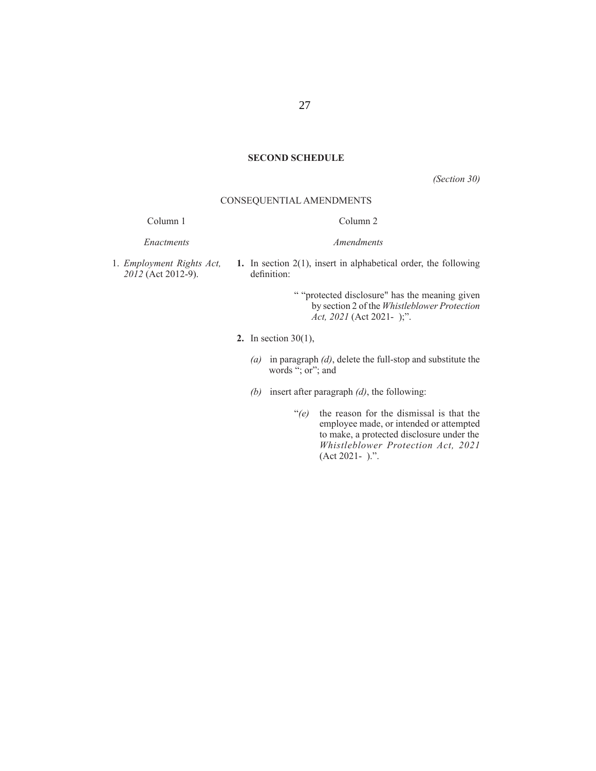## SECOND SCHEDULE

*(Section 30)*

CONSEQUENTIAL AMENDMENTS

| Column 1 | Column 2 |
|---|---|
| *Enactments* | *Amendments* |
| 1. *Employment Rights Act, 2012* (Act 2012-9). | **1.** In section 2(1), insert in alphabetical order, the following definition:<br><br>" "protected disclosure" has the meaning given by section 2 of the *Whistleblower Protection Act, 2021* (Act 2021- );".<br><br>**2.** In section 30(1),<br><br>*(a)* in paragraph *(d)*, delete the full-stop and substitute the words "; or"; and<br><br>*(b)* insert after paragraph *(d)*, the following:<br><br>"*(e)* the reason for the dismissal is that the employee made, or intended or attempted to make, a protected disclosure under the *Whistleblower Protection Act, 2021* (Act 2021- ).". |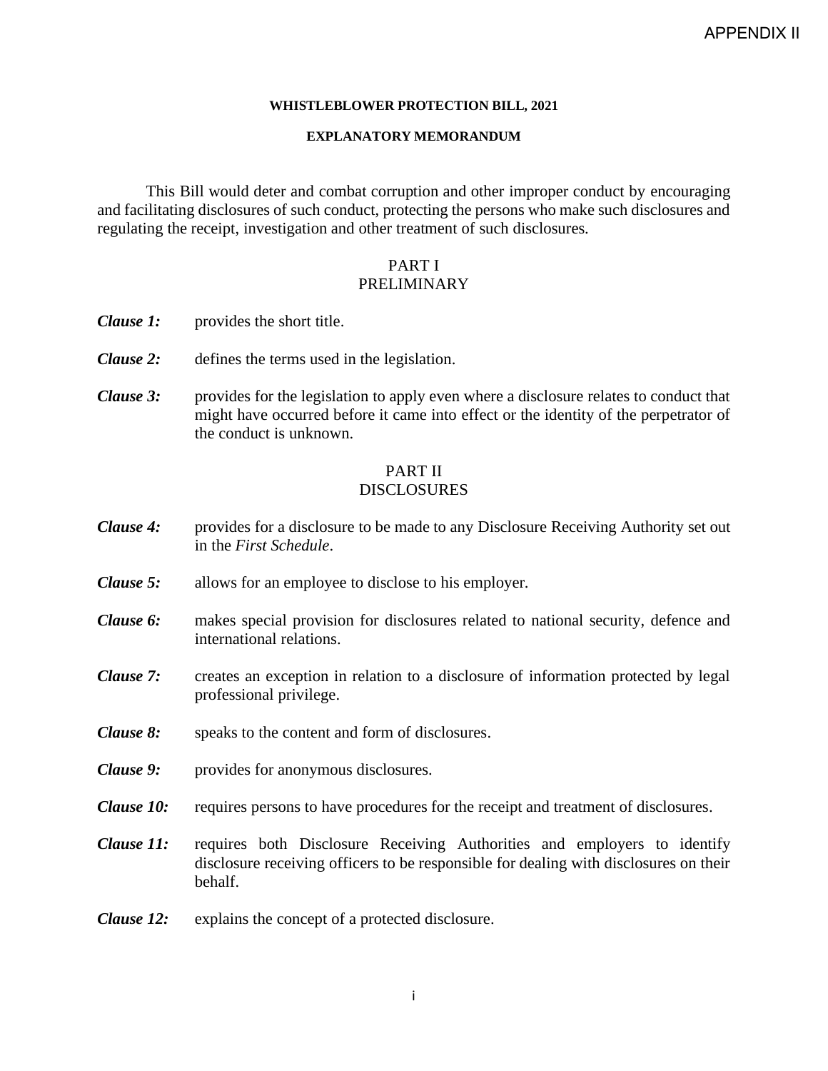APPENDIX II

**WHISTLEBLOWER PROTECTION BILL, 2021**

**EXPLANATORY MEMORANDUM**

This Bill would deter and combat corruption and other improper conduct by encouraging and facilitating disclosures of such conduct, protecting the persons who make such disclosures and regulating the receipt, investigation and other treatment of such disclosures.

## PART I
## PRELIMINARY

***Clause 1:*** provides the short title.

***Clause 2:*** defines the terms used in the legislation.

***Clause 3:*** provides for the legislation to apply even where a disclosure relates to conduct that might have occurred before it came into effect or the identity of the perpetrator of the conduct is unknown.

## PART II
## DISCLOSURES

***Clause 4:*** provides for a disclosure to be made to any Disclosure Receiving Authority set out in the *First Schedule*.

***Clause 5:*** allows for an employee to disclose to his employer.

***Clause 6:*** makes special provision for disclosures related to national security, defence and international relations.

***Clause 7:*** creates an exception in relation to a disclosure of information protected by legal professional privilege.

***Clause 8:*** speaks to the content and form of disclosures.

***Clause 9:*** provides for anonymous disclosures.

***Clause 10:*** requires persons to have procedures for the receipt and treatment of disclosures.

***Clause 11:*** requires both Disclosure Receiving Authorities and employers to identify disclosure receiving officers to be responsible for dealing with disclosures on their behalf.

***Clause 12:*** explains the concept of a protected disclosure.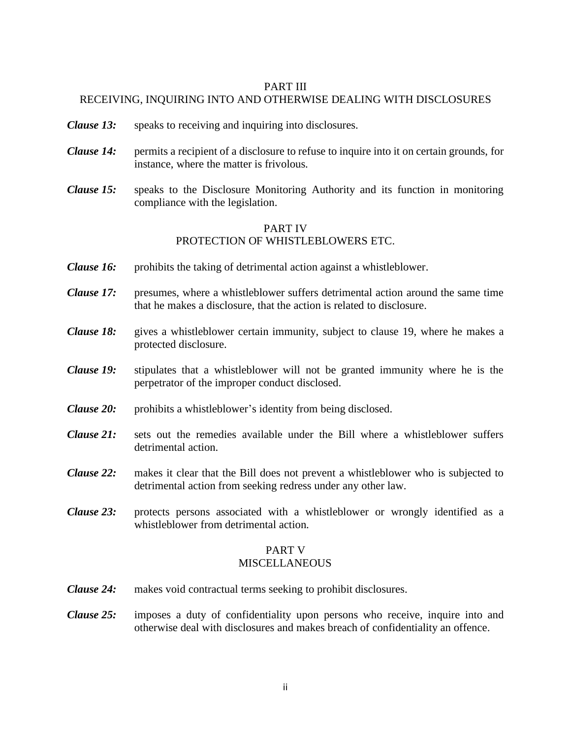## PART III
## RECEIVING, INQUIRING INTO AND OTHERWISE DEALING WITH DISCLOSURES

***Clause 13:*** speaks to receiving and inquiring into disclosures.

***Clause 14:*** permits a recipient of a disclosure to refuse to inquire into it on certain grounds, for instance, where the matter is frivolous.

***Clause 15:*** speaks to the Disclosure Monitoring Authority and its function in monitoring compliance with the legislation.

## PART IV
## PROTECTION OF WHISTLEBLOWERS ETC.

***Clause 16:*** prohibits the taking of detrimental action against a whistleblower.

***Clause 17:*** presumes, where a whistleblower suffers detrimental action around the same time that he makes a disclosure, that the action is related to disclosure.

***Clause 18:*** gives a whistleblower certain immunity, subject to clause 19, where he makes a protected disclosure.

***Clause 19:*** stipulates that a whistleblower will not be granted immunity where he is the perpetrator of the improper conduct disclosed.

***Clause 20:*** prohibits a whistleblower's identity from being disclosed.

***Clause 21:*** sets out the remedies available under the Bill where a whistleblower suffers detrimental action.

***Clause 22:*** makes it clear that the Bill does not prevent a whistleblower who is subjected to detrimental action from seeking redress under any other law.

***Clause 23:*** protects persons associated with a whistleblower or wrongly identified as a whistleblower from detrimental action.

## PART V
## MISCELLANEOUS

***Clause 24:*** makes void contractual terms seeking to prohibit disclosures.

***Clause 25:*** imposes a duty of confidentiality upon persons who receive, inquire into and otherwise deal with disclosures and makes breach of confidentiality an offence.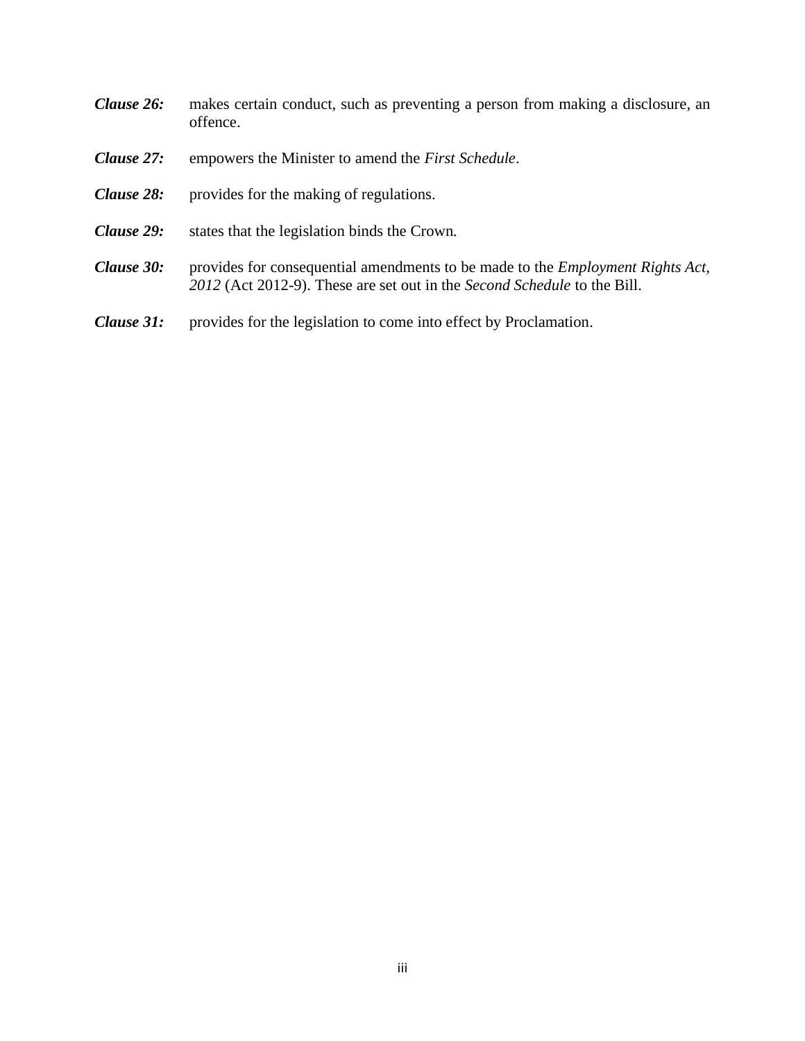***Clause 26:*** makes certain conduct, such as preventing a person from making a disclosure, an offence.

***Clause 27:*** empowers the Minister to amend the *First Schedule*.

***Clause 28:*** provides for the making of regulations.

***Clause 29:*** states that the legislation binds the Crown.

***Clause 30:*** provides for consequential amendments to be made to the *Employment Rights Act, 2012* (Act 2012-9). These are set out in the *Second Schedule* to the Bill.

***Clause 31:*** provides for the legislation to come into effect by Proclamation.